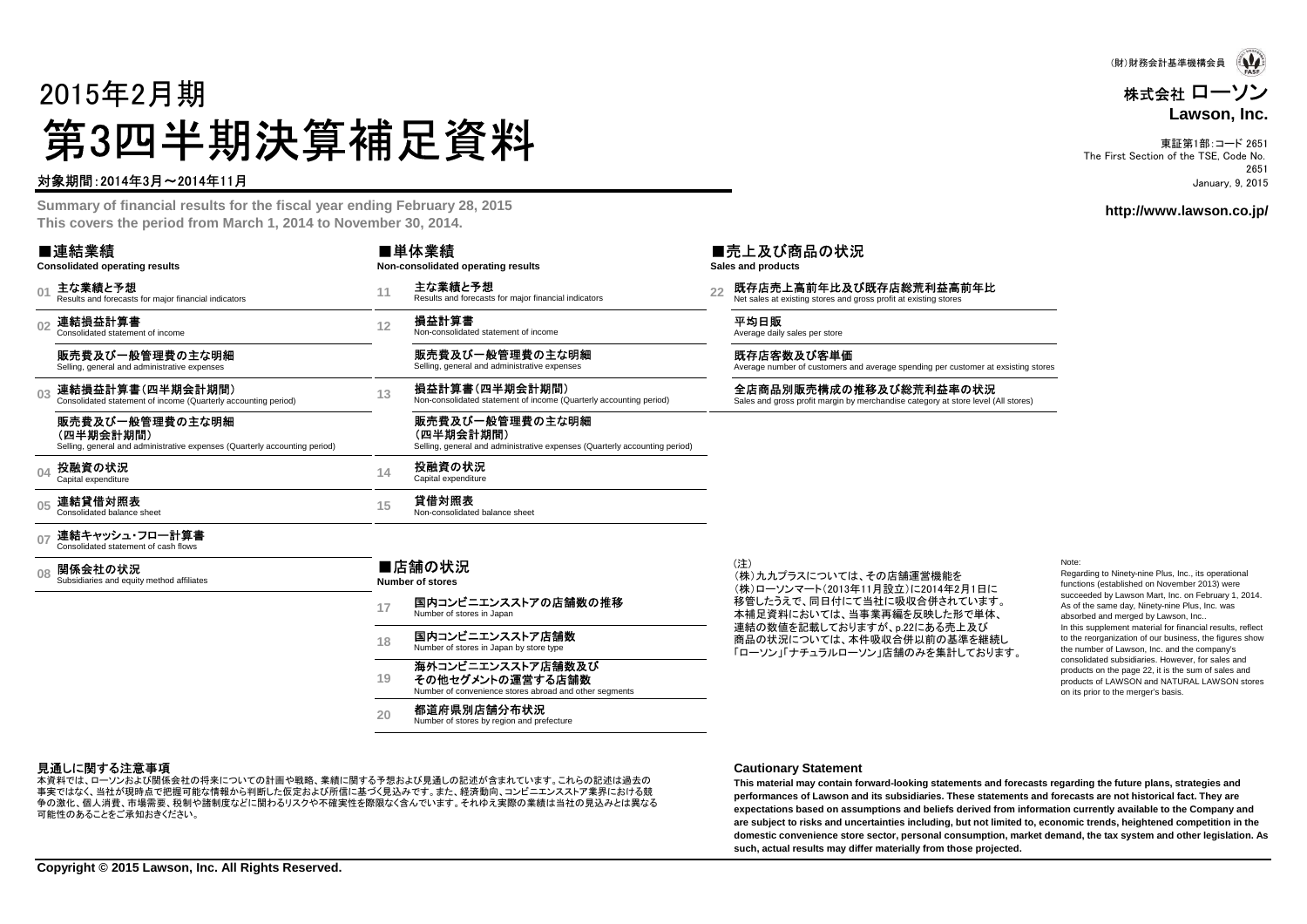(財)財務会計基準機構会員

株式会社 ローソン
**Lawson, Inc.**

東証第1部:コード 2651
The First Section of the TSE, Code No. 2651
January, 9, 2015

# 2015年2月期
# 第3四半期決算補足資料

対象期間:2014年3月～2014年11月

**Summary of financial results for the fiscal year ending February 28, 2015**
**This covers the period from March 1, 2014 to November 30, 2014.**

**http://www.lawson.co.jp/**

## ■連結業績
**Consolidated operating results**

- 01 **主な業績と予想**
  Results and forecasts for major financial indicators
- 02 **連結損益計算書**
  Consolidated statement of income
  **販売費及び一般管理費の主な明細**
  Selling, general and administrative expenses
- 03 **連結損益計算書(四半期会計期間)**
  Consolidated statement of income (Quarterly accounting period)
  **販売費及び一般管理費の主な明細(四半期会計期間)**
  Selling, general and administrative expenses (Quarterly accounting period)
- 04 **投融資の状況**
  Capital expenditure
- 05 **連結貸借対照表**
  Consolidated balance sheet
- 07 **連結キャッシュ・フロー計算書**
  Consolidated statement of cash flows
- 08 **関係会社の状況**
  Subsidiaries and equity method affiliates

## ■単体業績
**Non-consolidated operating results**

- 11 **主な業績と予想**
  Results and forecasts for major financial indicators
- 12 **損益計算書**
  Non-consolidated statement of income
  **販売費及び一般管理費の主な明細**
  Selling, general and administrative expenses
- 13 **損益計算書(四半期会計期間)**
  Non-consolidated statement of income (Quarterly accounting period)
  **販売費及び一般管理費の主な明細(四半期会計期間)**
  Selling, general and administrative expenses (Quarterly accounting period)
- 14 **投融資の状況**
  Capital expenditure
- 15 **貸借対照表**
  Non-consolidated balance sheet

## ■店舗の状況
**Number of stores**

- 17 **国内コンビニエンスストアの店舗数の推移**
  Number of stores in Japan
- 18 **国内コンビニエンスストア店舗数**
  Number of stores in Japan by store type
- 19 **海外コンビニエンスストア店舗数及びその他セグメントの運営する店舗数**
  Number of convenience stores abroad and other segments
- 20 **都道府県別店舗分布状況**
  Number of stores by region and prefecture

## ■売上及び商品の状況
**Sales and products**

- 22 **既存店売上高前年比及び既存店総荒利益高前年比**
  Net sales at existing stores and gross profit at existing stores
  **平均日販**
  Average daily sales per store
  **既存店客数及び客単価**
  Average number of customers and average spending per customer at exsisting stores
  **全店商品別販売構成の推移及び総荒利益率の状況**
  Sales and gross profit margin by merchandise category at store level (All stores)

(注)
(株)九九プラスについては、その店舗運営機能を(株)ローソンマート(2013年11月設立)に2014年2月1日に移管したうえで、同日付にて当社に吸収合併されています。本補足資料においては、当事業再編を反映した形で単体、連結の数値を記載しておりますが、p.22にある売上及び商品の状況については、本件吸収合併以前の基準を継続し「ローソン」「ナチュラルローソン」店舗のみを集計しております。

Note:
Regarding to Ninety-nine Plus, Inc., its operational functions (established on November 2013) were succeeded by Lawson Mart, Inc. on February 1, 2014. As of the same day, Ninety-nine Plus, Inc. was absorbed and merged by Lawson, Inc.. In this supplement material for financial results, reflect to the reorganization of our business, the figures show the number of Lawson, Inc. and the company's consolidated subsidiaries. However, for sales and products on the page 22, it is the sum of sales and products of LAWSON and NATURAL LAWSON stores on its prior to the merger's basis.

### 見通しに関する注意事項

本資料では、ローソンおよび関係会社の将来についての計画や戦略、業績に関する予想および見通しの記述が含まれています。これらの記述は過去の事実ではなく、当社が現時点で把握可能な情報から判断した仮定および所信に基づく見込みです。また、経済動向、コンビニエンスストア業界における競争の激化、個人消費、市場需要、税制や諸制度などに関わるリスクや不確実性を際限なく含んでいます。それゆえ実際の業績は当社の見込みとは異なる可能性のあることをご承知おきください。

### Cautionary Statement

**This material may contain forward-looking statements and forecasts regarding the future plans, strategies and performances of Lawson and its subsidiaries. These statements and forecasts are not historical fact. They are expectations based on assumptions and beliefs derived from information currently available to the Company and are subject to risks and uncertainties including, but not limited to, economic trends, heightened competition in the domestic convenience store sector, personal consumption, market demand, the tax system and other legislation. As such, actual results may differ materially from those projected.**

**Copyright © 2015 Lawson, Inc. All Rights Reserved.**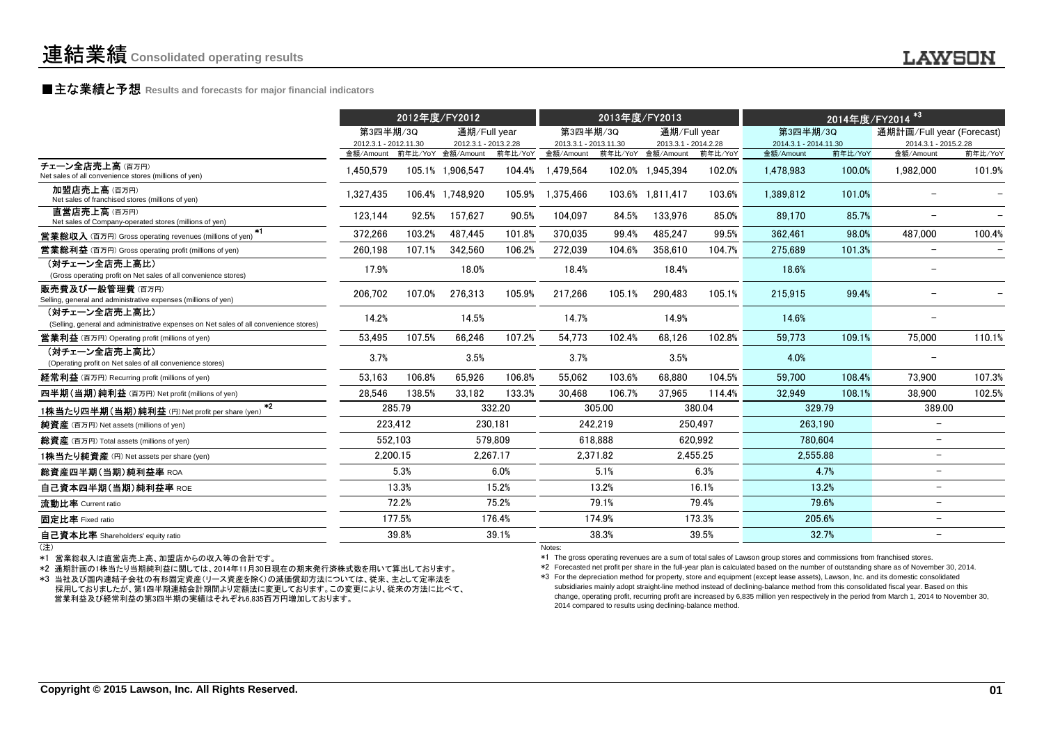# 連結業績 Consolidated operating results

## ■主な業績と予想 Results and forecasts for major financial indicators

| | 2012年度/FY2012 | | | | 2013年度/FY2013 | | | | 2014年度/FY2014 *3 | | | |
|---|---|---|---|---|---|---|---|---|---|---|---|---|
| | 第3四半期/3Q 2012.3.1 - 2012.11.30 | | 通期/Full year 2012.3.1 - 2013.2.28 | | 第3四半期/3Q 2013.3.1 - 2013.11.30 | | 通期/Full year 2013.3.1 - 2014.2.28 | | 第3四半期/3Q 2014.3.1 - 2014.11.30 | | 通期計画/Full year (Forecast) 2014.3.1 - 2015.2.28 | |
| | 金額/Amount | 前年比/YoY | 金額/Amount | 前年比/YoY | 金額/Amount | 前年比/YoY | 金額/Amount | 前年比/YoY | 金額/Amount | 前年比/YoY | 金額/Amount | 前年比/YoY |
| チェーン全店売上高 (百万円) Net sales of all convenience stores (millions of yen) | 1,450,579 | 105.1% | 1,906,547 | 104.4% | 1,479,564 | 102.0% | 1,945,394 | 102.0% | 1,478,983 | 100.0% | 1,982,000 | 101.9% |
| 加盟店売上高 (百万円) Net sales of franchised stores (millions of yen) | 1,327,435 | 106.4% | 1,748,920 | 105.9% | 1,375,466 | 103.6% | 1,811,417 | 103.6% | 1,389,812 | 101.0% | − | − |
| 直営店売上高 (百万円) Net sales of Company-operated stores (millions of yen) | 123,144 | 92.5% | 157,627 | 90.5% | 104,097 | 84.5% | 133,976 | 85.0% | 89,170 | 85.7% | − | − |
| 営業総収入 (百万円) Gross operating revenues (millions of yen) *1 | 372,266 | 103.2% | 487,445 | 101.8% | 370,035 | 99.4% | 485,247 | 99.5% | 362,461 | 98.0% | 487,000 | 100.4% |
| 営業総利益 (百万円) Gross operating profit (millions of yen) | 260,198 | 107.1% | 342,560 | 106.2% | 272,039 | 104.6% | 358,610 | 104.7% | 275,689 | 101.3% | − | − |
| (対チェーン全店売上高比) (Gross operating profit on Net sales of all convenience stores) | 17.9% | | 18.0% | | 18.4% | | 18.4% | | 18.6% | | − | |
| 販売費及び一般管理費 (百万円) Selling, general and administrative expenses (millions of yen) | 206,702 | 107.0% | 276,313 | 105.9% | 217,266 | 105.1% | 290,483 | 105.1% | 215,915 | 99.4% | − | − |
| (対チェーン全店売上高比) (Selling, general and administrative expenses on Net sales of all convenience stores) | 14.2% | | 14.5% | | 14.7% | | 14.9% | | 14.6% | | − | |
| 営業利益 (百万円) Operating profit (millions of yen) | 53,495 | 107.5% | 66,246 | 107.2% | 54,773 | 102.4% | 68,126 | 102.8% | 59,773 | 109.1% | 75,000 | 110.1% |
| (対チェーン全店売上高比) (Operating profit on Net sales of all convenience stores) | 3.7% | | 3.5% | | 3.7% | | 3.5% | | 4.0% | | − | |
| 経常利益 (百万円) Recurring profit (millions of yen) | 53,163 | 106.8% | 65,926 | 106.8% | 55,062 | 103.6% | 68,880 | 104.5% | 59,700 | 108.4% | 73,900 | 107.3% |
| 四半期(当期)純利益 (百万円) Net profit (millions of yen) | 28,546 | 138.5% | 33,182 | 133.3% | 30,468 | 106.7% | 37,965 | 114.4% | 32,949 | 108.1% | 38,900 | 102.5% |
| 1株当たり四半期(当期)純利益 (円) Net profit per share (yen) *2 | 285.79 | | 332.20 | | 305.00 | | 380.04 | | 329.79 | | 389.00 | |
| 純資産 (百万円) Net assets (millions of yen) | 223,412 | | 230,181 | | 242,219 | | 250,497 | | 263,190 | | − | |
| 総資産 (百万円) Total assets (millions of yen) | 552,103 | | 579,809 | | 618,888 | | 620,992 | | 780,604 | | − | |
| 1株当たり純資産 (円) Net assets per share (yen) | 2,200.15 | | 2,267.17 | | 2,371.82 | | 2,455.25 | | 2,555.88 | | − | |
| 総資産四半期(当期)純利益率 ROA | 5.3% | | 6.0% | | 5.1% | | 6.3% | | 4.7% | | − | |
| 自己資本四半期(当期)純利益率 ROE | 13.3% | | 15.2% | | 13.2% | | 16.1% | | 13.2% | | − | |
| 流動比率 Current ratio | 72.2% | | 75.2% | | 79.1% | | 79.4% | | 79.6% | | − | |
| 固定比率 Fixed ratio | 177.5% | | 176.4% | | 174.9% | | 173.3% | | 205.6% | | − | |
| 自己資本比率 Shareholders' equity ratio | 39.8% | | 39.1% | | 38.3% | | 39.5% | | 32.7% | | − | |

(注)

*1 営業総収入は直営店売上高、加盟店からの収入等の合計です。

*2 通期計画の1株当たり当期純利益に関しては、2014年11月30日現在の期末発行済株式数を用いて算出しております。

*3 当社及び国内連結子会社の有形固定資産(リース資産を除く)の減価償却方法については、従来、主として定率法を採用しておりましたが、第1四半期連結会計期間より定額法に変更しております。この変更により、従来の方法に比べて、営業利益及び経常利益の第3四半期の実績はそれぞれ6,835百万円増加しております。

Notes:

*1 The gross operating revenues are a sum of total sales of Lawson group stores and commissions from franchised stores.

*2 Forecasted net profit per share in the full-year plan is calculated based on the number of outstanding share as of November 30, 2014.

*3 For the depreciation method for property, store and equipment (except lease assets), Lawson, Inc. and its domestic consolidated subsidiaries mainly adopt straight-line method instead of declining-balance method from this consolidated fiscal year. Based on this change, operating profit, recurring profit are increased by 6,835 million yen respectively in the period from March 1, 2014 to November 30, 2014 compared to results using declining-balance method.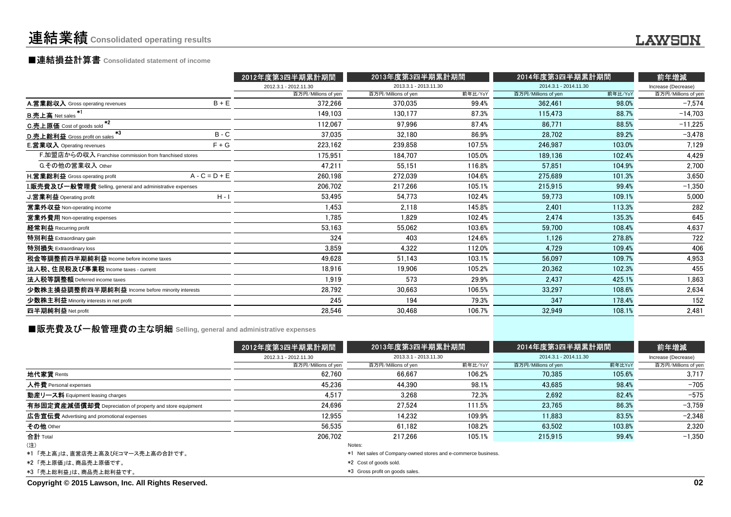# 連結業績 Consolidated operating results

## ■連結損益計算書 Consolidated statement of income

| | | 2012年度第3四半期累計期間 | 2013年度第3四半期累計期間 | | 2014年度第3四半期累計期間 | | 前年増減 |
|---|---|---|---|---|---|---|---|
| | | 2012.3.1 - 2012.11.30 | 2013.3.1 - 2013.11.30 | | 2014.3.1 - 2014.11.30 | | Increase (Decrease) |
| | | 百万円/Millions of yen | 百万円/Millions of yen | 前年比/YoY | 百万円/Millions of yen | 前年比/YoY | 百万円/Millions of yen |
| A.営業総収入 Gross operating revenues | B + E | 372,266 | 370,035 | 99.4% | 362,461 | 98.0% | −7,574 |
| B.売上高 Net sales *1 | | 149,103 | 130,177 | 87.3% | 115,473 | 88.7% | −14,703 |
| C.売上原価 Cost of goods sold *2 | | 112,067 | 97,996 | 87.4% | 86,771 | 88.5% | −11,225 |
| D.売上総利益 Gross profit on sales *3 | B - C | 37,035 | 32,180 | 86.9% | 28,702 | 89.2% | −3,478 |
| E.営業収入 Operating revenues | F + G | 223,162 | 239,858 | 107.5% | 246,987 | 103.0% | 7,129 |
| F.加盟店からの収入 Franchise commission from franchised stores | | 175,951 | 184,707 | 105.0% | 189,136 | 102.4% | 4,429 |
| G.その他の営業収入 Other | | 47,211 | 55,151 | 116.8% | 57,851 | 104.9% | 2,700 |
| H.営業総利益 Gross operating profit | A - C = D + E | 260,198 | 272,039 | 104.6% | 275,689 | 101.3% | 3,650 |
| I.販売費及び一般管理費 Selling, general and administrative expenses | | 206,702 | 217,266 | 105.1% | 215,915 | 99.4% | −1,350 |
| J.営業利益 Operating profit | H - I | 53,495 | 54,773 | 102.4% | 59,773 | 109.1% | 5,000 |
| 営業外収益 Non-operating income | | 1,453 | 2,118 | 145.8% | 2,401 | 113.3% | 282 |
| 営業外費用 Non-operating expenses | | 1,785 | 1,829 | 102.4% | 2,474 | 135.3% | 645 |
| 経常利益 Recurring profit | | 53,163 | 55,062 | 103.6% | 59,700 | 108.4% | 4,637 |
| 特別利益 Extraordinary gain | | 324 | 403 | 124.6% | 1,126 | 278.8% | 722 |
| 特別損失 Extraordinary loss | | 3,859 | 4,322 | 112.0% | 4,729 | 109.4% | 406 |
| 税金等調整前四半期純利益 Income before income taxes | | 49,628 | 51,143 | 103.1% | 56,097 | 109.7% | 4,953 |
| 法人税、住民税及び事業税 Income taxes - current | | 18,916 | 19,906 | 105.2% | 20,362 | 102.3% | 455 |
| 法人税等調整額 Deferred income taxes | | 1,919 | 573 | 29.9% | 2,437 | 425.1% | 1,863 |
| 少数株主損益調整前四半期純利益 Income before minority interests | | 28,792 | 30,663 | 106.5% | 33,297 | 108.6% | 2,634 |
| 少数株主利益 Minority interests in net profit | | 245 | 194 | 79.3% | 347 | 178.4% | 152 |
| 四半期純利益 Net profit | | 28,546 | 30,468 | 106.7% | 32,949 | 108.1% | 2,481 |

## ■販売費及び一般管理費の主な明細 Selling, general and administrative expenses

| | 2012年度第3四半期累計期間 | 2013年度第3四半期累計期間 | | 2014年度第3四半期累計期間 | | 前年増減 |
|---|---|---|---|---|---|---|
| | 2012.3.1 - 2012.11.30 | 2013.3.1 - 2013.11.30 | | 2014.3.1 - 2014.11.30 | | Increase (Decrease) |
| | 百万円/Millions of yen | 百万円/Millions of yen | 前年比/YoY | 百万円/Millions of yen | 前年比/YoY | 百万円/Millions of yen |
| 地代家賃 Rents | 62,760 | 66,667 | 106.2% | 70,385 | 105.6% | 3,717 |
| 人件費 Personal expenses | 45,236 | 44,390 | 98.1% | 43,685 | 98.4% | −705 |
| 動産リース料 Equipment leasing charges | 4,517 | 3,268 | 72.3% | 2,692 | 82.4% | −575 |
| 有形固定資産減価償却費 Depreciation of property and store equipment | 24,696 | 27,524 | 111.5% | 23,765 | 86.3% | −3,759 |
| 広告宣伝費 Advertising and promotional expenses | 12,955 | 14,232 | 109.9% | 11,883 | 83.5% | −2,348 |
| その他 Other | 56,535 | 61,182 | 108.2% | 63,502 | 103.8% | 2,320 |
| 合計 Total | 206,702 | 217,266 | 105.1% | 215,915 | 99.4% | −1,350 |

(注)
*1 「売上高」は、直営店売上高及びEコマース売上高の合計です。
*2 「売上原価」は、商品売上原価です。
*3 「売上総利益」は、商品売上総利益です。

Notes:
*1 Net sales of Company-owned stores and e-commerce business.
*2 Cost of goods sold.
*3 Gross profit on goods sales.

Copyright © 2015 Lawson, Inc. All Rights Reserved.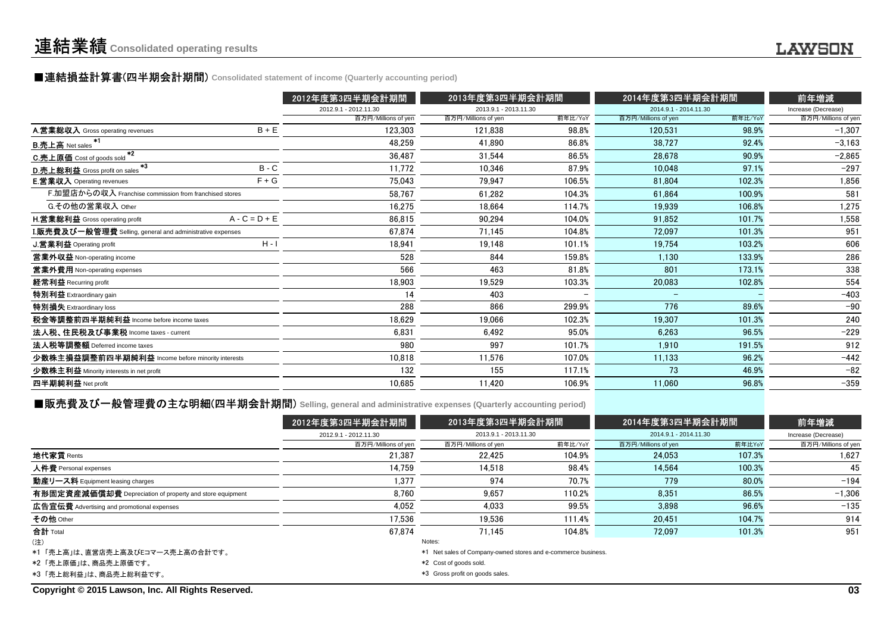# 連結業績 Consolidated operating results

### ■連結損益計算書(四半期会計期間) Consolidated statement of income (Quarterly accounting period)

| | | 2012年度第3四半期会計期間 | 2013年度第3四半期会計期間 | | 2014年度第3四半期会計期間 | | 前年増減 |
|---|---|---|---|---|---|---|---|
| | | 2012.9.1 - 2012.11.30 | 2013.9.1 - 2013.11.30 | | 2014.9.1 - 2014.11.30 | | Increase (Decrease) |
| | | 百万円/Millions of yen | 百万円/Millions of yen | 前年比/YoY | 百万円/Millions of yen | 前年比/YoY | 百万円/Millions of yen |
| **A.営業総収入** Gross operating revenues | B + E | 123,303 | 121,838 | 98.8% | 120,531 | 98.9% | −1,307 |
| **B.売上高** Net sales *1 | | 48,259 | 41,890 | 86.8% | 38,727 | 92.4% | −3,163 |
| **C.売上原価** Cost of goods sold *2 | | 36,487 | 31,544 | 86.5% | 28,678 | 90.9% | −2,865 |
| **D.売上総利益** Gross profit on sales *3 | B - C | 11,772 | 10,346 | 87.9% | 10,048 | 97.1% | −297 |
| **E.営業収入** Operating revenues | F + G | 75,043 | 79,947 | 106.5% | 81,804 | 102.3% | 1,856 |
| F.加盟店からの収入 Franchise commission from franchised stores | | 58,767 | 61,282 | 104.3% | 61,864 | 100.9% | 581 |
| G.その他の営業収入 Other | | 16,275 | 18,664 | 114.7% | 19,939 | 106.8% | 1,275 |
| **H.営業総利益** Gross operating profit | A - C = D + E | 86,815 | 90,294 | 104.0% | 91,852 | 101.7% | 1,558 |
| **I.販売費及び一般管理費** Selling, general and administrative expenses | | 67,874 | 71,145 | 104.8% | 72,097 | 101.3% | 951 |
| **J.営業利益** Operating profit | H - I | 18,941 | 19,148 | 101.1% | 19,754 | 103.2% | 606 |
| **営業外収益** Non-operating income | | 528 | 844 | 159.8% | 1,130 | 133.9% | 286 |
| **営業外費用** Non-operating expenses | | 566 | 463 | 81.8% | 801 | 173.1% | 338 |
| **経常利益** Recurring profit | | 18,903 | 19,529 | 103.3% | 20,083 | 102.8% | 554 |
| **特別利益** Extraordinary gain | | 14 | 403 | − | − | − | −403 |
| **特別損失** Extraordinary loss | | 288 | 866 | 299.9% | 776 | 89.6% | −90 |
| **税金等調整前四半期純利益** Income before income taxes | | 18,629 | 19,066 | 102.3% | 19,307 | 101.3% | 240 |
| **法人税、住民税及び事業税** Income taxes - current | | 6,831 | 6,492 | 95.0% | 6,263 | 96.5% | −229 |
| **法人税等調整額** Deferred income taxes | | 980 | 997 | 101.7% | 1,910 | 191.5% | 912 |
| **少数株主損益調整前四半期純利益** Income before minority interests | | 10,818 | 11,576 | 107.0% | 11,133 | 96.2% | −442 |
| **少数株主利益** Minority interests in net profit | | 132 | 155 | 117.1% | 73 | 46.9% | −82 |
| **四半期純利益** Net profit | | 10,685 | 11,420 | 106.9% | 11,060 | 96.8% | −359 |

### ■販売費及び一般管理費の主な明細(四半期会計期間) Selling, general and administrative expenses (Quarterly accounting period)

| | 2012年度第3四半期会計期間 | 2013年度第3四半期会計期間 | | 2014年度第3四半期会計期間 | | 前年増減 |
|---|---|---|---|---|---|---|
| | 2012.9.1 - 2012.11.30 | 2013.9.1 - 2013.11.30 | | 2014.9.1 - 2014.11.30 | | Increase (Decrease) |
| | 百万円/Millions of yen | 百万円/Millions of yen | 前年比/YoY | 百万円/Millions of yen | 前年比YoY | 百万円/Millions of yen |
| **地代家賃** Rents | 21,387 | 22,425 | 104.9% | 24,053 | 107.3% | 1,627 |
| **人件費** Personal expenses | 14,759 | 14,518 | 98.4% | 14,564 | 100.3% | 45 |
| **動産リース料** Equipment leasing charges | 1,377 | 974 | 70.7% | 779 | 80.0% | −194 |
| **有形固定資産減価償却費** Depreciation of property and store equipment | 8,760 | 9,657 | 110.2% | 8,351 | 86.5% | −1,306 |
| **広告宣伝費** Advertising and promotional expenses | 4,052 | 4,033 | 99.5% | 3,898 | 96.6% | −135 |
| **その他** Other | 17,536 | 19,536 | 111.4% | 20,451 | 104.7% | 914 |
| **合計** Total | 67,874 | 71,145 | 104.8% | 72,097 | 101.3% | 951 |

(注)

*1 「売上高」は、直営店売上高及びEコマース売上高の合計です。

*2 「売上原価」は、商品売上原価です。

*3 「売上総利益」は、商品売上総利益です。

Notes:

*1 Net sales of Company-owned stores and e-commerce business.

*2 Cost of goods sold.

*3 Gross profit on goods sales.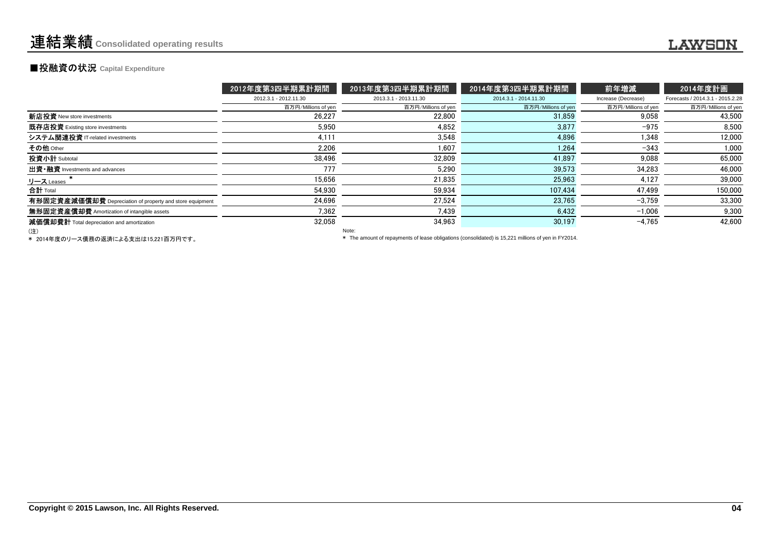# 連結業績 Consolidated operating results

## ■投融資の状況 Capital Expenditure

| | 2012年度第3四半期累計期間 | 2013年度第3四半期累計期間 | 2014年度第3四半期累計期間 | 前年増減 | 2014年度計画 |
|---|---|---|---|---|---|
| | 2012.3.1 - 2012.11.30 | 2013.3.1 - 2013.11.30 | 2014.3.1 - 2014.11.30 | Increase (Decrease) | Forecasts / 2014.3.1 - 2015.2.28 |
| | 百万円/Millions of yen | 百万円/Millions of yen | 百万円/Millions of yen | 百万円/Millions of yen | 百万円/Millions of yen |
| **新店投資** New store investments | 26,227 | 22,800 | 31,859 | 9,058 | 43,500 |
| **既存店投資** Existing store investments | 5,950 | 4,852 | 3,877 | -975 | 8,500 |
| **システム関連投資** IT-related investments | 4,111 | 3,548 | 4,896 | 1,348 | 12,000 |
| **その他** Other | 2,206 | 1,607 | 1,264 | -343 | 1,000 |
| **投資小計** Subtotal | 38,496 | 32,809 | 41,897 | 9,088 | 65,000 |
| **出資・融資** Investments and advances | 777 | 5,290 | 39,573 | 34,283 | 46,000 |
| **リース** Leases * | 15,656 | 21,835 | 25,963 | 4,127 | 39,000 |
| **合計** Total | 54,930 | 59,934 | 107,434 | 47,499 | 150,000 |
| **有形固定資産減価償却費** Depreciation of property and store equipment | 24,696 | 27,524 | 23,765 | -3,759 | 33,300 |
| **無形固定資産償却費** Amortization of intangible assets | 7,362 | 7,439 | 6,432 | -1,006 | 9,300 |
| **減価償却費計** Total depreciation and amortization | 32,058 | 34,963 | 30,197 | -4,765 | 42,600 |

(注)
* 2014年度のリース債務の返済による支出は15,221百万円です。

Note:
* The amount of repayments of lease obligations (consolidated) is 15,221 millions of yen in FY2014.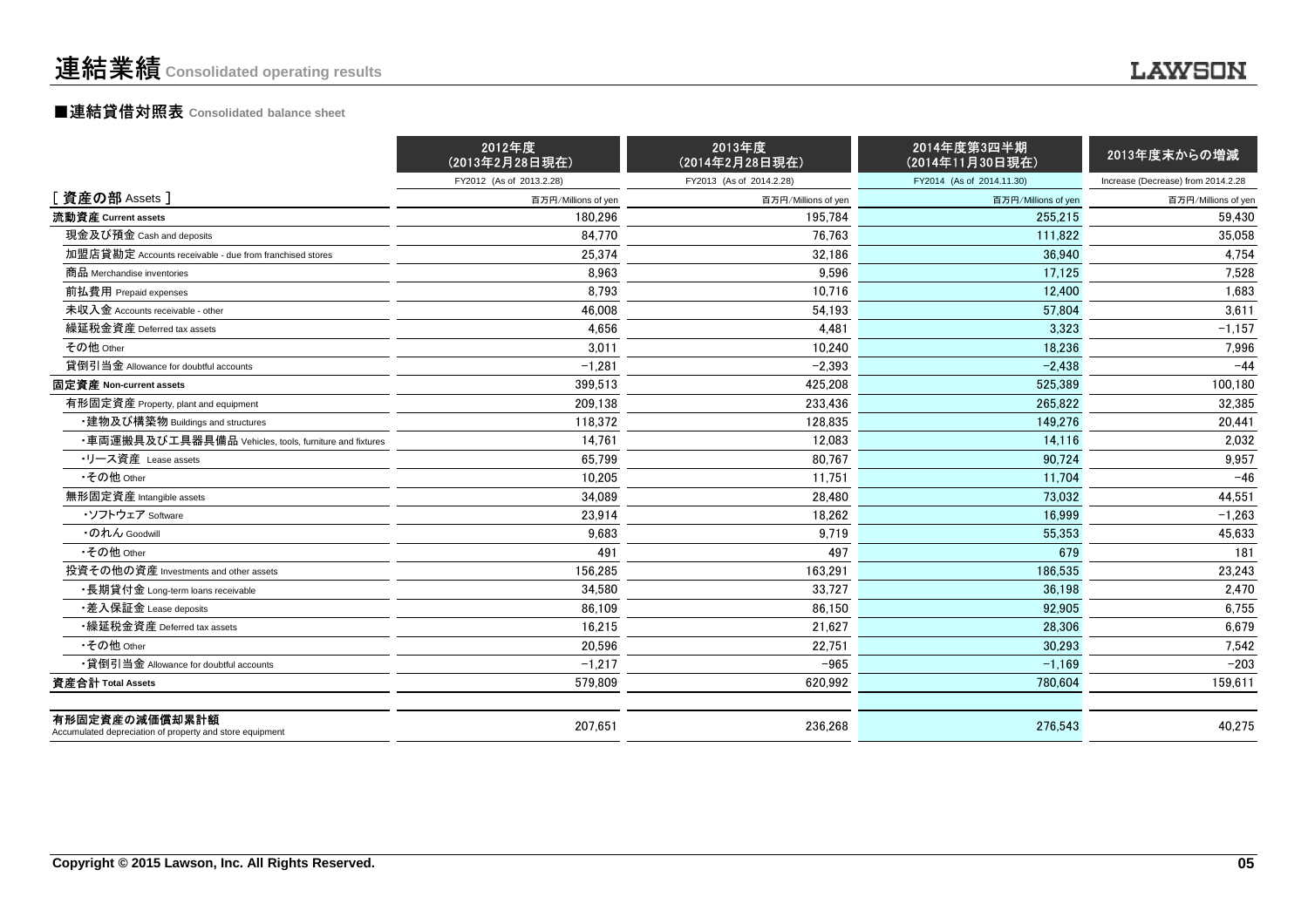# 連結業績 Consolidated operating results

## ■連結貸借対照表 Consolidated balance sheet

| | 2012年度（2013年2月28日現在） | 2013年度（2014年2月28日現在） | 2014年度第3四半期（2014年11月30日現在） | 2013年度末からの増減 |
|---|---|---|---|---|
| | FY2012 (As of 2013.2.28) | FY2013 (As of 2014.2.28) | FY2014 (As of 2014.11.30) | Increase (Decrease) from 2014.2.28 |
| ［ 資産の部 Assets ］ | 百万円/Millions of yen | 百万円/Millions of yen | 百万円/Millions of yen | 百万円/Millions of yen |
| **流動資産 Current assets** | 180,296 | 195,784 | 255,215 | 59,430 |
| 現金及び預金 Cash and deposits | 84,770 | 76,763 | 111,822 | 35,058 |
| 加盟店貸勘定 Accounts receivable - due from franchised stores | 25,374 | 32,186 | 36,940 | 4,754 |
| 商品 Merchandise inventories | 8,963 | 9,596 | 17,125 | 7,528 |
| 前払費用 Prepaid expenses | 8,793 | 10,716 | 12,400 | 1,683 |
| 未収入金 Accounts receivable - other | 46,008 | 54,193 | 57,804 | 3,611 |
| 繰延税金資産 Deferred tax assets | 4,656 | 4,481 | 3,323 | −1,157 |
| その他 Other | 3,011 | 10,240 | 18,236 | 7,996 |
| 貸倒引当金 Allowance for doubtful accounts | −1,281 | −2,393 | −2,438 | −44 |
| **固定資産 Non-current assets** | 399,513 | 425,208 | 525,389 | 100,180 |
| 有形固定資産 Property, plant and equipment | 209,138 | 233,436 | 265,822 | 32,385 |
| ・建物及び構築物 Buildings and structures | 118,372 | 128,835 | 149,276 | 20,441 |
| ・車両運搬具及び工具器具備品 Vehicles, tools, furniture and fixtures | 14,761 | 12,083 | 14,116 | 2,032 |
| ・リース資産 Lease assets | 65,799 | 80,767 | 90,724 | 9,957 |
| ・その他 Other | 10,205 | 11,751 | 11,704 | −46 |
| 無形固定資産 Intangible assets | 34,089 | 28,480 | 73,032 | 44,551 |
| ・ソフトウェア Software | 23,914 | 18,262 | 16,999 | −1,263 |
| ・のれん Goodwill | 9,683 | 9,719 | 55,353 | 45,633 |
| ・その他 Other | 491 | 497 | 679 | 181 |
| 投資その他の資産 Investments and other assets | 156,285 | 163,291 | 186,535 | 23,243 |
| ・長期貸付金 Long-term loans receivable | 34,580 | 33,727 | 36,198 | 2,470 |
| ・差入保証金 Lease deposits | 86,109 | 86,150 | 92,905 | 6,755 |
| ・繰延税金資産 Deferred tax assets | 16,215 | 21,627 | 28,306 | 6,679 |
| ・その他 Other | 20,596 | 22,751 | 30,293 | 7,542 |
| ・貸倒引当金 Allowance for doubtful accounts | −1,217 | −965 | −1,169 | −203 |
| **資産合計 Total Assets** | 579,809 | 620,992 | 780,604 | 159,611 |
| **有形固定資産の減価償却累計額** Accumulated depreciation of property and store equipment | 207,651 | 236,268 | 276,543 | 40,275 |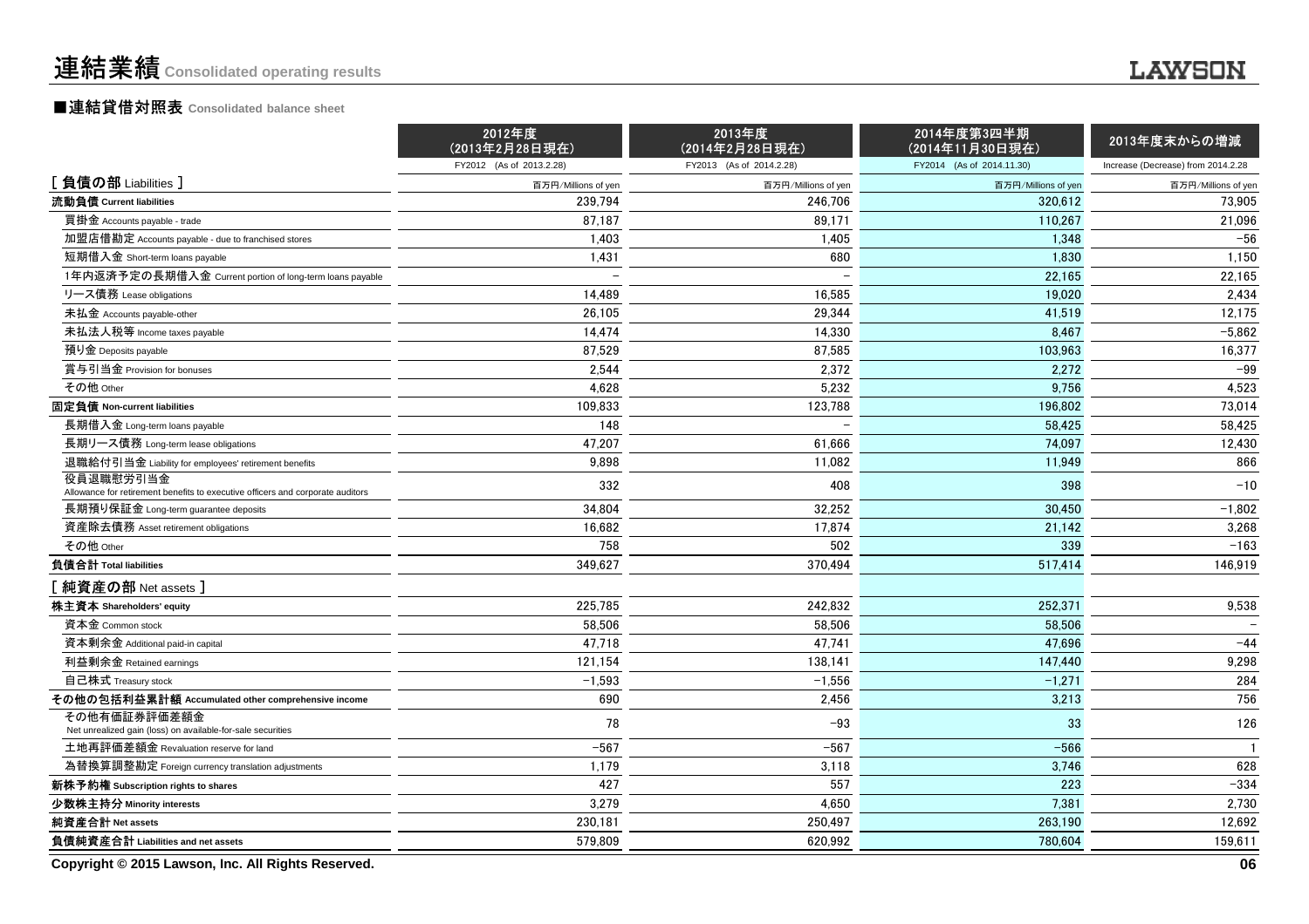# 連結業績 Consolidated operating results

## ■連結貸借対照表 Consolidated balance sheet

| | 2012年度 (2013年2月28日現在) FY2012 (As of 2013.2.28) | 2013年度 (2014年2月28日現在) FY2013 (As of 2014.2.28) | 2014年度第3四半期 (2014年11月30日現在) FY2014 (As of 2014.11.30) | 2013年度末からの増減 Increase (Decrease) from 2014.2.28 |
|---|---|---|---|---|
| **[ 負債の部 Liabilities ]** | 百万円/Millions of yen | 百万円/Millions of yen | 百万円/Millions of yen | 百万円/Millions of yen |
| **流動負債 Current liabilities** | 239,794 | 246,706 | 320,612 | 73,905 |
| 買掛金 Accounts payable - trade | 87,187 | 89,171 | 110,267 | 21,096 |
| 加盟店借勘定 Accounts payable - due to franchised stores | 1,403 | 1,405 | 1,348 | -56 |
| 短期借入金 Short-term loans payable | 1,431 | 680 | 1,830 | 1,150 |
| 1年内返済予定の長期借入金 Current portion of long-term loans payable | – | – | 22,165 | 22,165 |
| リース債務 Lease obligations | 14,489 | 16,585 | 19,020 | 2,434 |
| 未払金 Accounts payable-other | 26,105 | 29,344 | 41,519 | 12,175 |
| 未払法人税等 Income taxes payable | 14,474 | 14,330 | 8,467 | -5,862 |
| 預り金 Deposits payable | 87,529 | 87,585 | 103,963 | 16,377 |
| 賞与引当金 Provision for bonuses | 2,544 | 2,372 | 2,272 | -99 |
| その他 Other | 4,628 | 5,232 | 9,756 | 4,523 |
| **固定負債 Non-current liabilities** | 109,833 | 123,788 | 196,802 | 73,014 |
| 長期借入金 Long-term loans payable | 148 | – | 58,425 | 58,425 |
| 長期リース債務 Long-term lease obligations | 47,207 | 61,666 | 74,097 | 12,430 |
| 退職給付引当金 Liability for employees' retirement benefits | 9,898 | 11,082 | 11,949 | 866 |
| 役員退職慰労引当金 Allowance for retirement benefits to executive officers and corporate auditors | 332 | 408 | 398 | -10 |
| 長期預り保証金 Long-term guarantee deposits | 34,804 | 32,252 | 30,450 | -1,802 |
| 資産除去債務 Asset retirement obligations | 16,682 | 17,874 | 21,142 | 3,268 |
| その他 Other | 758 | 502 | 339 | -163 |
| **負債合計 Total liabilities** | 349,627 | 370,494 | 517,414 | 146,919 |
| **[ 純資産の部 Net assets ]** | | | | |
| **株主資本 Shareholders' equity** | 225,785 | 242,832 | 252,371 | 9,538 |
| 資本金 Common stock | 58,506 | 58,506 | 58,506 | – |
| 資本剰余金 Additional paid-in capital | 47,718 | 47,741 | 47,696 | -44 |
| 利益剰余金 Retained earnings | 121,154 | 138,141 | 147,440 | 9,298 |
| 自己株式 Treasury stock | -1,593 | -1,556 | -1,271 | 284 |
| **その他の包括利益累計額 Accumulated other comprehensive income** | 690 | 2,456 | 3,213 | 756 |
| その他有価証券評価差額金 Net unrealized gain (loss) on available-for-sale securities | 78 | -93 | 33 | 126 |
| 土地再評価差額金 Revaluation reserve for land | -567 | -567 | -566 | 1 |
| 為替換算調整勘定 Foreign currency translation adjustments | 1,179 | 3,118 | 3,746 | 628 |
| **新株予約権 Subscription rights to shares** | 427 | 557 | 223 | -334 |
| **少数株主持分 Minority interests** | 3,279 | 4,650 | 7,381 | 2,730 |
| **純資産合計 Net assets** | 230,181 | 250,497 | 263,190 | 12,692 |
| **負債純資産合計 Liabilities and net assets** | 579,809 | 620,992 | 780,604 | 159,611 |

Copyright © 2015 Lawson, Inc. All Rights Reserved.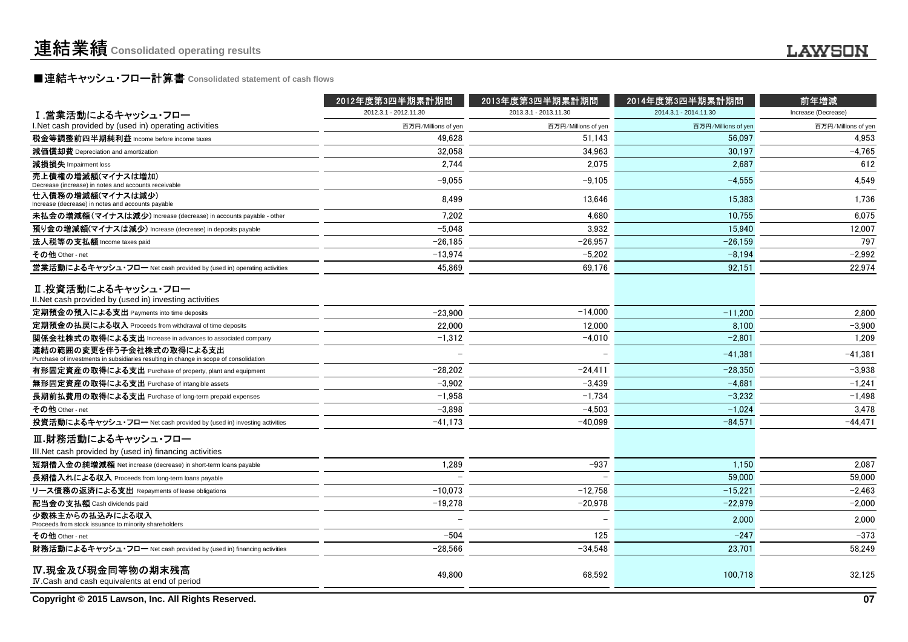# 連結業績 Consolidated operating results

## ■連結キャッシュ・フロー計算書 Consolidated statement of cash flows

| | 2012年度第3四半期累計期間 | 2013年度第3四半期累計期間 | 2014年度第3四半期累計期間 | 前年増減 |
|---|---|---|---|---|
| Ⅰ.営業活動によるキャッシュ・フロー | 2012.3.1 - 2012.11.30 | 2013.3.1 - 2013.11.30 | 2014.3.1 - 2014.11.30 | Increase (Decrease) |
| I.Net cash provided by (used in) operating activities | 百万円/Millions of yen | 百万円/Millions of yen | 百万円/Millions of yen | 百万円/Millions of yen |
| **税金等調整前四半期純利益** Income before income taxes | 49,628 | 51,143 | 56,097 | 4,953 |
| **減価償却費** Depreciation and amortization | 32,058 | 34,963 | 30,197 | −4,765 |
| **減損損失** Impairment loss | 2,744 | 2,075 | 2,687 | 612 |
| **売上債権の増減額(マイナスは増加)** Decrease (increase) in notes and accounts receivable | −9,055 | −9,105 | −4,555 | 4,549 |
| **仕入債務の増減額(マイナスは減少)** Increase (decrease) in notes and accounts payable | 8,499 | 13,646 | 15,383 | 1,736 |
| **未払金の増減額(マイナスは減少)** Increase (decrease) in accounts payable - other | 7,202 | 4,680 | 10,755 | 6,075 |
| **預り金の増減額(マイナスは減少)** Increase (decrease) in deposits payable | −5,048 | 3,932 | 15,940 | 12,007 |
| **法人税等の支払額** Income taxes paid | −26,185 | −26,957 | −26,159 | 797 |
| **その他** Other - net | −13,974 | −5,202 | −8,194 | −2,992 |
| **営業活動によるキャッシュ・フロー** Net cash provided by (used in) operating activities | 45,869 | 69,176 | 92,151 | 22,974 |
| **Ⅱ.投資活動によるキャッシュ・フロー** II.Net cash provided by (used in) investing activities | | | | |
| **定期預金の預入による支出** Payments into time deposits | −23,900 | −14,000 | −11,200 | 2,800 |
| **定期預金の払戻による収入** Proceeds from withdrawal of time deposits | 22,000 | 12,000 | 8,100 | −3,900 |
| **関係会社株式の取得による支出** Increase in advances to associated company | −1,312 | −4,010 | −2,801 | 1,209 |
| **連結の範囲の変更を伴う子会社株式の取得による支出** Purchase of investments in subsidiaries resulting in change in scope of consolidation | − | − | −41,381 | −41,381 |
| **有形固定資産の取得による支出** Purchase of property, plant and equipment | −28,202 | −24,411 | −28,350 | −3,938 |
| **無形固定資産の取得による支出** Purchase of intangible assets | −3,902 | −3,439 | −4,681 | −1,241 |
| **長期前払費用の取得による支出** Purchase of long-term prepaid expenses | −1,958 | −1,734 | −3,232 | −1,498 |
| **その他** Other - net | −3,898 | −4,503 | −1,024 | 3,478 |
| **投資活動によるキャッシュ・フロー** Net cash provided by (used in) investing activities | −41,173 | −40,099 | −84,571 | −44,471 |
| **Ⅲ.財務活動によるキャッシュ・フロー** III.Net cash provided by (used in) financing activities | | | | |
| **短期借入金の純増減額** Net increase (decrease) in short-term loans payable | 1,289 | −937 | 1,150 | 2,087 |
| **長期借入れによる収入** Proceeds from long-term loans payable | − | − | 59,000 | 59,000 |
| **リース債務の返済による支出** Repayments of lease obligations | −10,073 | −12,758 | −15,221 | −2,463 |
| **配当金の支払額** Cash dividends paid | −19,278 | −20,978 | −22,979 | −2,000 |
| **少数株主からの払込みによる収入** Proceeds from stock issuance to minority shareholders | − | − | 2,000 | 2,000 |
| **その他** Other - net | −504 | 125 | −247 | −373 |
| **財務活動によるキャッシュ・フロー** Net cash provided by (used in) financing activities | −28,566 | −34,548 | 23,701 | 58,249 |
| **Ⅳ.現金及び現金同等物の期末残高** Ⅳ.Cash and cash equivalents at end of period | 49,800 | 68,592 | 100,718 | 32,125 |

Copyright © 2015 Lawson, Inc. All Rights Reserved.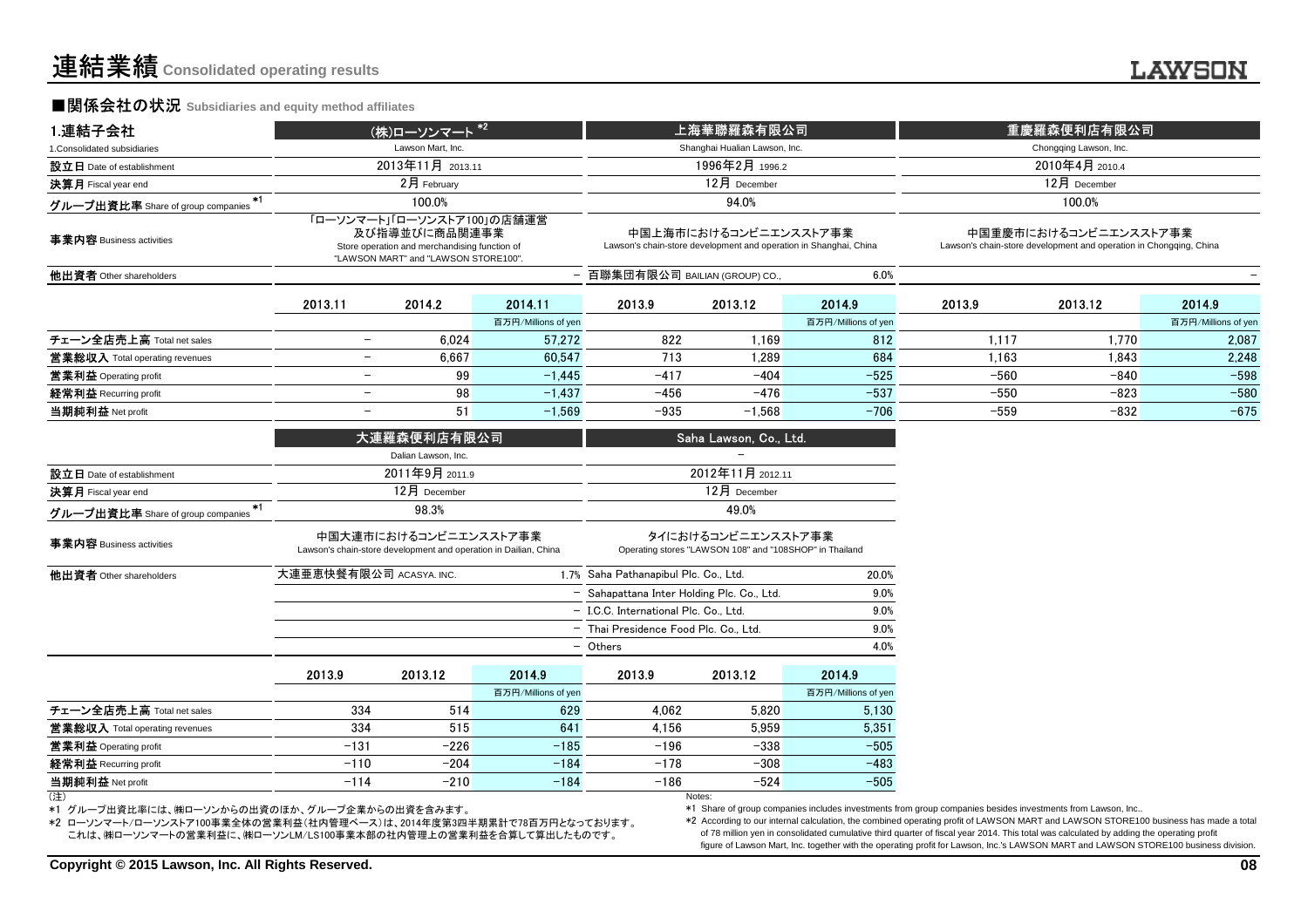# 連結業績 Consolidated operating results

## ■関係会社の状況 Subsidiaries and equity method affiliates

| 1.連結子会社<br>1.Consolidated subsidiaries | (株)ローソンマート *2<br>Lawson Mart, Inc. | | | 上海華聯羅森有限公司<br>Shanghai Hualian Lawson, Inc. | | | 重慶羅森便利店有限公司<br>Chongqing Lawson, Inc. | | |
|---|---|---|---|---|---|---|---|---|---|
| 設立日 Date of establishment | 2013年11月 2013.11 | | | 1996年2月 1996.2 | | | 2010年4月 2010.4 | | |
| 決算月 Fiscal year end | 2月 February | | | 12月 December | | | 12月 December | | |
| グループ出資比率 Share of group companies *1 | 100.0% | | | 94.0% | | | 100.0% | | |
| 事業内容 Business activities | 「ローソンマート」「ローソンストア100」の店舗運営及び指導並びに商品関連事業<br>Store operation and merchandising function of "LAWSON MART" and "LAWSON STORE100". | | | 中国上海市におけるコンビニエンスストア事業<br>Lawson's chain-store development and operation in Shanghai, China | | | 中国重慶市におけるコンビニエンスストア事業<br>Lawson's chain-store development and operation in Chongqing, China | | |
| 他出資者 Other shareholders | | | – | 百聯集団有限公司 BAILIAN (GROUP) CO., | | 6.0% | | | – |
| | 2013.11 | 2014.2 | 2014.11 | 2013.9 | 2013.12 | 2014.9 | 2013.9 | 2013.12 | 2014.9 |
| | | | 百万円/Millions of yen | | | 百万円/Millions of yen | | | 百万円/Millions of yen |
| チェーン全店売上高 Total net sales | – | 6,024 | 57,272 | 822 | 1,169 | 812 | 1,117 | 1,770 | 2,087 |
| 営業総収入 Total operating revenues | – | 6,667 | 60,547 | 713 | 1,289 | 684 | 1,163 | 1,843 | 2,248 |
| 営業利益 Operating profit | – | 99 | −1,445 | −417 | −404 | −525 | −560 | −840 | −598 |
| 経常利益 Recurring profit | – | 98 | −1,437 | −456 | −476 | −537 | −550 | −823 | −580 |
| 当期純利益 Net profit | – | 51 | −1,569 | −935 | −1,568 | −706 | −559 | −832 | −675 |

| | 大連羅森便利店有限公司<br>Dalian Lawson, Inc. | | | Saha Lawson, Co., Ltd.<br>– | | |
|---|---|---|---|---|---|---|
| 設立日 Date of establishment | 2011年9月 2011.9 | | | 2012年11月 2012.11 | | |
| 決算月 Fiscal year end | 12月 December | | | 12月 December | | |
| グループ出資比率 Share of group companies *1 | 98.3% | | | 49.0% | | |
| 事業内容 Business activities | 中国大連市におけるコンビニエンスストア事業<br>Lawson's chain-store development and operation in Dailian, China | | | タイにおけるコンビニエンスストア事業<br>Operating stores "LAWSON 108" and "108SHOP" in Thailand | | |
| 他出資者 Other shareholders | 大連亜恵快餐有限公司 ACASYA. INC. | | 1.7% | Saha Pathanapibul Plc. Co., Ltd. | | 20.0% |
| | | | – | Sahapattana Inter Holding Plc. Co., Ltd. | | 9.0% |
| | | | – | I.C.C. International Plc. Co., Ltd. | | 9.0% |
| | | | – | Thai Presidence Food Plc. Co., Ltd. | | 9.0% |
| | | | – | Others | | 4.0% |
| | 2013.9 | 2013.12 | 2014.9 | 2013.9 | 2013.12 | 2014.9 |
| | | | 百万円/Millions of yen | | | 百万円/Millions of yen |
| チェーン全店売上高 Total net sales | 334 | 514 | 629 | 4,062 | 5,820 | 5,130 |
| 営業総収入 Total operating revenues | 334 | 515 | 641 | 4,156 | 5,959 | 5,351 |
| 営業利益 Operating profit | −131 | −226 | −185 | −196 | −338 | −505 |
| 経常利益 Recurring profit | −110 | −204 | −184 | −178 | −308 | −483 |
| 当期純利益 Net profit | −114 | −210 | −184 | −186 | −524 | −505 |

(注)

*1 グループ出資比率には、㈱ローソンからの出資のほか、グループ企業からの出資を含みます。

*2 ローソンマート/ローソンストア100事業全体の営業利益(社内管理ベース)は、2014年度第3四半期累計で78百万円となっております。これは、㈱ローソンマートの営業利益に、㈱ローソンLM/LS100事業本部の社内管理上の営業利益を合算して算出したものです。

Notes:

*1 Share of group companies includes investments from group companies besides investments from Lawson, Inc..

*2 According to our internal calculation, the combined operating profit of LAWSON MART and LAWSON STORE100 business has made a total of 78 million yen in consolidated cumulative third quarter of fiscal year 2014. This total was calculated by adding the operating profit figure of Lawson Mart, Inc. together with the operating profit for Lawson, Inc.'s LAWSON MART and LAWSON STORE100 business division.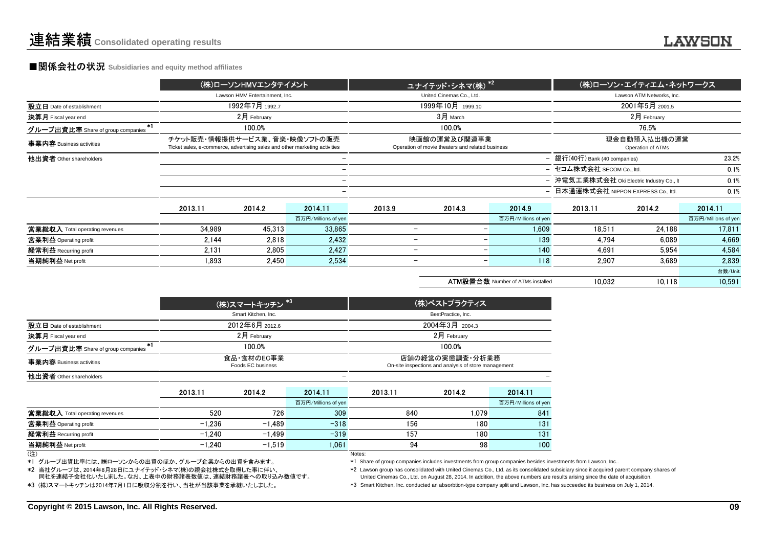# 連結業績 Consolidated operating results

## ■関係会社の状況 Subsidiaries and equity method affiliates

| | (株)ローソンHMVエンタテイメント | | | ユナイテッド・シネマ(株) *2 | | | (株)ローソン・エイティエム・ネットワークス | | |
|---|---|---|---|---|---|---|---|---|---|
| | Lawson HMV Entertainment, Inc. | | | United Cinemas Co., Ltd. | | | Lawson ATM Networks, Inc. | | |
| 設立日 Date of establishment | 1992年7月 1992.7 | | | 1999年10月 1999.10 | | | 2001年5月 2001.5 | | |
| 決算月 Fiscal year end | 2月 February | | | 3月 March | | | 2月 February | | |
| グループ出資比率 Share of group companies *1 | 100.0% | | | 100.0% | | | 76.5% | | |
| 事業内容 Business activities | チケット販売・情報提供サービス業、音楽・映像ソフトの販売 Ticket sales, e-commerce, advertising sales and other marketing activities | | | 映画館の運営及び関連事業 Operation of movie theaters and related business | | | 現金自動預入払出機の運営 Operation of ATMs | | |
| 他出資者 Other shareholders | | | – | | | – | 銀行(40行) Bank (40 companies) | | 23.2% |
| | | | – | | | – | セコム株式会社 SECOM Co., ltd. | | 0.1% |
| | | | – | | | – | 沖電気工業株式会社 Oki Electric Industry Co., lt | | 0.1% |
| | | | – | | | – | 日本通運株式会社 NIPPON EXPRESS Co., ltd. | | 0.1% |
| | 2013.11 | 2014.2 | 2014.11 | 2013.9 | 2014.3 | 2014.9 | 2013.11 | 2014.2 | 2014.11 |
| | | | 百万円/Millions of yen | | | 百万円/Millions of yen | | | 百万円/Millions of yen |
| 営業総収入 Total operating revenues | 34,989 | 45,313 | 33,865 | – | – | 1,609 | 18,511 | 24,188 | 17,811 |
| 営業利益 Operating profit | 2,144 | 2,818 | 2,432 | – | – | 139 | 4,794 | 6,089 | 4,669 |
| 経常利益 Recurring profit | 2,131 | 2,805 | 2,427 | – | – | 140 | 4,691 | 5,954 | 4,584 |
| 当期純利益 Net profit | 1,893 | 2,450 | 2,534 | – | – | 118 | 2,907 | 3,689 | 2,839 |
| | | | | | | | | | 台数/Unit |
| | | | | | | ATM設置台数 Number of ATMs installed | 10,032 | 10,118 | 10,591 |

| | (株)スマートキッチン *3 | | | (株)ベストプラクティス | | |
|---|---|---|---|---|---|---|
| | Smart Kitchen, Inc. | | | BestPractice, Inc. | | |
| 設立日 Date of establishment | 2012年6月 2012.6 | | | 2004年3月 2004.3 | | |
| 決算月 Fiscal year end | 2月 February | | | 2月 February | | |
| グループ出資比率 Share of group companies *1 | 100.0% | | | 100.0% | | |
| 事業内容 Business activities | 食品・食材のEC事業 Foods EC business | | | 店舗の経営の実態調査・分析業務 On-site inspections and analysis of store management | | |
| 他出資者 Other shareholders | | | – | | | – |
| | 2013.11 | 2014.2 | 2014.11 | 2013.11 | 2014.2 | 2014.11 |
| | | | 百万円/Millions of yen | | | 百万円/Millions of yen |
| 営業総収入 Total operating revenues | 520 | 726 | 309 | 840 | 1,079 | 841 |
| 営業利益 Operating profit | −1,236 | −1,489 | −318 | 156 | 180 | 131 |
| 経常利益 Recurring profit | −1,240 | −1,499 | −319 | 157 | 180 | 131 |
| 当期純利益 Net profit | −1,240 | −1,519 | 1,061 | 94 | 98 | 100 |

(注)
*1 グループ出資比率には、㈱ローソンからの出資のほか、グループ企業からの出資を含みます。
*2 当社グループは、2014年8月28日にユナイテッド・シネマ(株)の親会社株式を取得した事に伴い、同社を連結子会社化いたしました。なお、上表中の財務諸表数値は、連結財務諸表への取り込み数値です。
*3 (株)スマートキッチンは2014年7月1日に吸収分割を行い、当社が当該事業を承継いたしました。

Notes:
*1 Share of group companies includes investments from group companies besides investments from Lawson, Inc..
*2 Lawson group has consolidated with United Cinemas Co., Ltd. as its consolidated subsidiary since it acquired parent company shares of United Cinemas Co., Ltd. on August 28, 2014. In addition, the above numbers are results arising since the date of acquisition.
*3 Smart Kitchen, Inc. conducted an absorbtion-type company split and Lawson, Inc. has succeeded its business on July 1, 2014.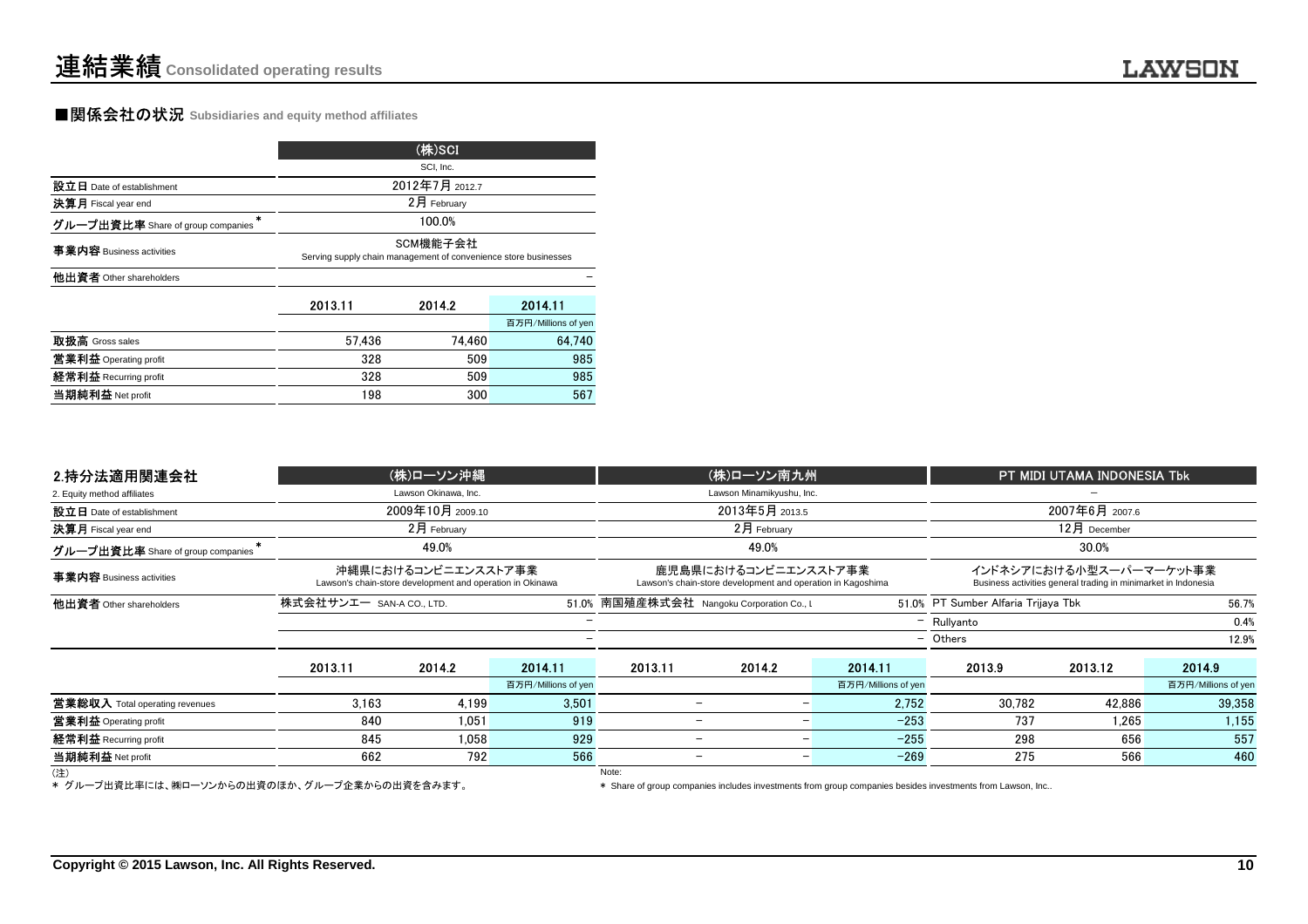# 連結業績 Consolidated operating results

## ■関係会社の状況 Subsidiaries and equity method affiliates

| | (株)SCI | | |
|---|---|---|---|
| | SCI, Inc. | | |
| 設立日 Date of establishment | 2012年7月 2012.7 | | |
| 決算月 Fiscal year end | 2月 February | | |
| グループ出資比率 Share of group companies * | 100.0% | | |
| 事業内容 Business activities | SCM機能子会社 Serving supply chain management of convenience store businesses | | |
| 他出資者 Other shareholders | | | – |
| | 2013.11 | 2014.2 | 2014.11 |
| | | | 百万円/Millions of yen |
| 取扱高 Gross sales | 57,436 | 74,460 | 64,740 |
| 営業利益 Operating profit | 328 | 509 | 985 |
| 経常利益 Recurring profit | 328 | 509 | 985 |
| 当期純利益 Net profit | 198 | 300 | 567 |

| 2.持分法適用関連会社 | (株)ローソン沖縄 | | | (株)ローソン南九州 | | | PT MIDI UTAMA INDONESIA Tbk | | |
|---|---|---|---|---|---|---|---|---|---|
| 2. Equity method affiliates | Lawson Okinawa, Inc. | | | Lawson Minamikyushu, Inc. | | | – | | |
| 設立日 Date of establishment | 2009年10月 2009.10 | | | 2013年5月 2013.5 | | | 2007年6月 2007.6 | | |
| 決算月 Fiscal year end | 2月 February | | | 2月 February | | | 12月 December | | |
| グループ出資比率 Share of group companies * | 49.0% | | | 49.0% | | | 30.0% | | |
| 事業内容 Business activities | 沖縄県におけるコンビニエンスストア事業 Lawson's chain-store development and operation in Okinawa | | | 鹿児島県におけるコンビニエンスストア事業 Lawson's chain-store development and operation in Kagoshima | | | インドネシアにおける小型スーパーマーケット事業 Business activities general trading in minimarket in Indonesia | | |
| 他出資者 Other shareholders | 株式会社サンエー SAN-A CO., LTD. | | 51.0% | 南国殖産株式会社 Nangoku Corporation Co., L | | 51.0% | PT Sumber Alfaria Trijaya Tbk | | 56.7% |
| | | | – | | | – | Rullyanto | | 0.4% |
| | | | – | | | – | Others | | 12.9% |
| | 2013.11 | 2014.2 | 2014.11 | 2013.11 | 2014.2 | 2014.11 | 2013.9 | 2013.12 | 2014.9 |
| | | | 百万円/Millions of yen | | | 百万円/Millions of yen | | | 百万円/Millions of yen |
| 営業総収入 Total operating revenues | 3,163 | 4,199 | 3,501 | – | – | 2,752 | 30,782 | 42,886 | 39,358 |
| 営業利益 Operating profit | 840 | 1,051 | 919 | – | – | −253 | 737 | 1,265 | 1,155 |
| 経常利益 Recurring profit | 845 | 1,058 | 929 | – | – | −255 | 298 | 656 | 557 |
| 当期純利益 Net profit | 662 | 792 | 566 | – | – | −269 | 275 | 566 | 460 |

(注)
* グループ出資比率には、㈱ローソンからの出資のほか、グループ企業からの出資を含みます。

Note:
* Share of group companies includes investments from group companies besides investments from Lawson, Inc..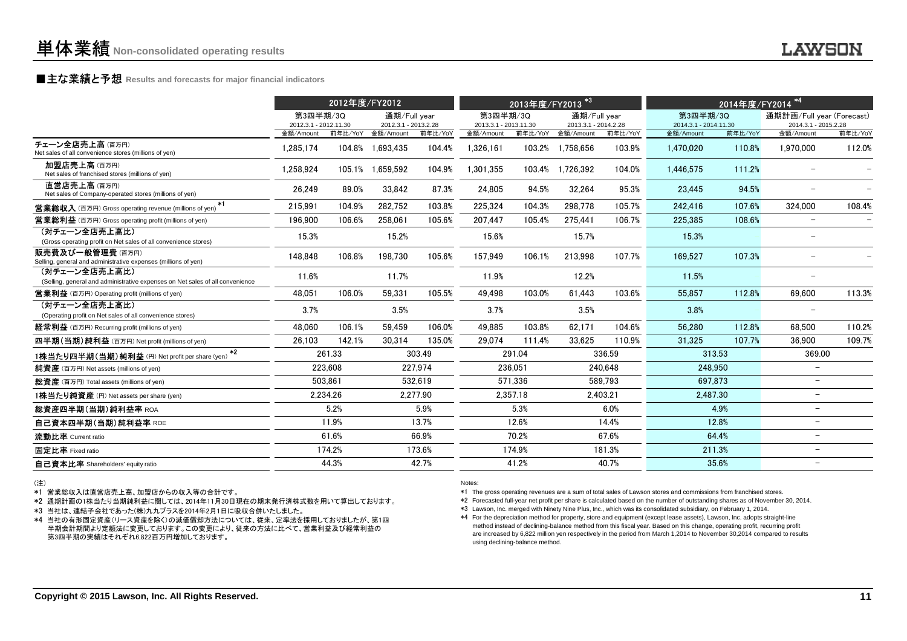# 単体業績 Non-consolidated operating results

## ■主な業績と予想 Results and forecasts for major financial indicators

| | 2012年度/FY2012 | | | | 2013年度/FY2013 *3 | | | | 2014年度/FY2014 *4 | | | |
|---|---|---|---|---|---|---|---|---|---|---|---|---|
| | 第3四半期/3Q 2012.3.1 - 2012.11.30 | | 通期/Full year 2012.3.1 - 2013.2.28 | | 第3四半期/3Q 2013.3.1 - 2013.11.30 | | 通期/Full year 2013.3.1 - 2014.2.28 | | 第3四半期/3Q 2014.3.1 - 2014.11.30 | | 通期計画/Full year (Forecast) 2014.3.1 - 2015.2.28 | |
| | 金額/Amount | 前年比/YoY | 金額/Amount | 前年比/YoY | 金額/Amount | 前年比/YoY | 金額/Amount | 前年比/YoY | 金額/Amount | 前年比/YoY | 金額/Amount | 前年比/YoY |
| チェーン全店売上高 (百万円) Net sales of all convenience stores (millions of yen) | 1,285,174 | 104.8% | 1,693,435 | 104.4% | 1,326,161 | 103.2% | 1,758,656 | 103.9% | 1,470,020 | 110.8% | 1,970,000 | 112.0% |
| 加盟店売上高 (百万円) Net sales of franchised stores (millions of yen) | 1,258,924 | 105.1% | 1,659,592 | 104.9% | 1,301,355 | 103.4% | 1,726,392 | 104.0% | 1,446,575 | 111.2% | － | － |
| 直営店売上高 (百万円) Net sales of Company-operated stores (millions of yen) | 26,249 | 89.0% | 33,842 | 87.3% | 24,805 | 94.5% | 32,264 | 95.3% | 23,445 | 94.5% | － | － |
| 営業総収入 (百万円) Gross operating revenue (millions of yen) *1 | 215,991 | 104.9% | 282,752 | 103.8% | 225,324 | 104.3% | 298,778 | 105.7% | 242,416 | 107.6% | 324,000 | 108.4% |
| 営業総利益 (百万円) Gross operating profit (millions of yen) | 196,900 | 106.6% | 258,061 | 105.6% | 207,447 | 105.4% | 275,441 | 106.7% | 225,385 | 108.6% | － | － |
| (対チェーン全店売上高比) (Gross operating profit on Net sales of all convenience stores) | 15.3% | | 15.2% | | 15.6% | | 15.7% | | 15.3% | | － | |
| 販売費及び一般管理費 (百万円) Selling, general and administrative expenses (millions of yen) | 148,848 | 106.8% | 198,730 | 105.6% | 157,949 | 106.1% | 213,998 | 107.7% | 169,527 | 107.3% | － | － |
| (対チェーン全店売上高比) (Selling, general and administrative expenses on Net sales of all convenience | 11.6% | | 11.7% | | 11.9% | | 12.2% | | 11.5% | | － | |
| 営業利益 (百万円) Operating profit (millions of yen) | 48,051 | 106.0% | 59,331 | 105.5% | 49,498 | 103.0% | 61,443 | 103.6% | 55,857 | 112.8% | 69,600 | 113.3% |
| (対チェーン全店売上高比) (Operating profit on Net sales of all convenience stores) | 3.7% | | 3.5% | | 3.7% | | 3.5% | | 3.8% | | － | |
| 経常利益 (百万円) Recurring profit (millions of yen) | 48,060 | 106.1% | 59,459 | 106.0% | 49,885 | 103.8% | 62,171 | 104.6% | 56,280 | 112.8% | 68,500 | 110.2% |
| 四半期(当期)純利益 (百万円) Net profit (millions of yen) | 26,103 | 142.1% | 30,314 | 135.0% | 29,074 | 111.4% | 33,625 | 110.9% | 31,325 | 107.7% | 36,900 | 109.7% |
| 1株当たり四半期(当期)純利益 (円) Net profit per share (yen) *2 | 261.33 | | 303.49 | | 291.04 | | 336.59 | | 313.53 | | 369.00 | |
| 純資産 (百万円) Net assets (millions of yen) | 223,608 | | 227,974 | | 236,051 | | 240,648 | | 248,950 | | － | |
| 総資産 (百万円) Total assets (millions of yen) | 503,861 | | 532,619 | | 571,336 | | 589,793 | | 697,873 | | － | |
| 1株当たり純資産 (円) Net assets per share (yen) | 2,234.26 | | 2,277.90 | | 2,357.18 | | 2,403.21 | | 2,487.30 | | － | |
| 総資産四半期(当期)純利益率 ROA | 5.2% | | 5.9% | | 5.3% | | 6.0% | | 4.9% | | － | |
| 自己資本四半期(当期)純利益率 ROE | 11.9% | | 13.7% | | 12.6% | | 14.4% | | 12.8% | | － | |
| 流動比率 Current ratio | 61.6% | | 66.9% | | 70.2% | | 67.6% | | 64.4% | | － | |
| 固定比率 Fixed ratio | 174.2% | | 173.6% | | 174.9% | | 181.3% | | 211.3% | | － | |
| 自己資本比率 Shareholders' equity ratio | 44.3% | | 42.7% | | 41.2% | | 40.7% | | 35.6% | | － | |

(注)

*1 営業総収入は直営店売上高、加盟店からの収入等の合計です。

*2 通期計画の1株当たり当期純利益に関しては、2014年11月30日現在の期末発行済株式数を用いて算出しております。

*3 当社は、連結子会社であった(株)九九プラスを2014年2月1日に吸収合併いたしました。

*4 当社の有形固定資産(リース資産を除く)の減価償却方法については、従来、定率法を採用しておりましたが、第1四半期会計期間より定額法に変更しております。この変更により、従来の方法に比べて、営業利益及び経常利益の第3四半期の実績はそれぞれ6,822百万円増加しております。

Notes:

*1 The gross operating revenues are a sum of total sales of Lawson stores and commissions from franchised stores.

*2 Forecasted full-year net profit per share is calculated based on the number of outstanding shares as of November 30, 2014.

*3 Lawson, Inc. merged with Ninety Nine Plus, Inc., which was its consolidated subsidiary, on February 1, 2014.

*4 For the depreciation method for property, store and equipment (except lease assets), Lawson, Inc. adopts straight-line method instead of declining-balance method from this fiscal year. Based on this change, operating profit, recurring profit are increased by 6,822 million yen respectively in the period from March 1,2014 to November 30,2014 compared to results using declining-balance method.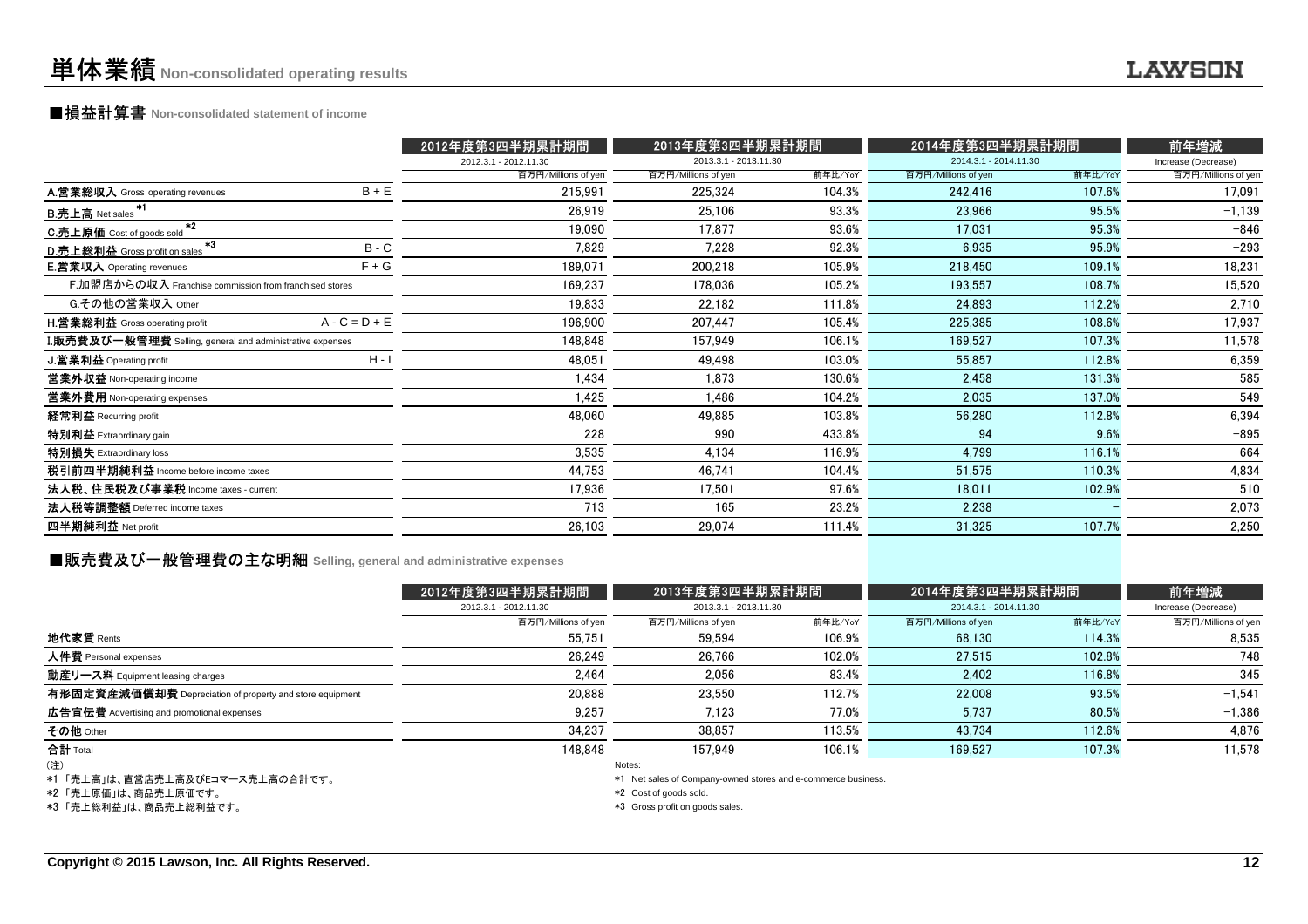# 単体業績 Non-consolidated operating results

## ■損益計算書 Non-consolidated statement of income

| | | 2012年度第3四半期累計期間 | 2013年度第3四半期累計期間 | | 2014年度第3四半期累計期間 | | 前年増減 |
|---|---|---|---|---|---|---|---|
| | | 2012.3.1 - 2012.11.30 | 2013.3.1 - 2013.11.30 | | 2014.3.1 - 2014.11.30 | | Increase (Decrease) |
| | | 百万円/Millions of yen | 百万円/Millions of yen | 前年比/YoY | 百万円/Millions of yen | 前年比/YoY | 百万円/Millions of yen |
| **A.営業総収入** Gross operating revenues | B + E | 215,991 | 225,324 | 104.3% | 242,416 | 107.6% | 17,091 |
| **B.売上高** Net sales *1 | | 26,919 | 25,106 | 93.3% | 23,966 | 95.5% | −1,139 |
| **C.売上原価** Cost of goods sold *2 | | 19,090 | 17,877 | 93.6% | 17,031 | 95.3% | −846 |
| **D.売上総利益** Gross profit on sales *3 | B - C | 7,829 | 7,228 | 92.3% | 6,935 | 95.9% | −293 |
| **E.営業収入** Operating revenues | F + G | 189,071 | 200,218 | 105.9% | 218,450 | 109.1% | 18,231 |
| F.加盟店からの収入 Franchise commission from franchised stores | | 169,237 | 178,036 | 105.2% | 193,557 | 108.7% | 15,520 |
| G.その他の営業収入 Other | | 19,833 | 22,182 | 111.8% | 24,893 | 112.2% | 2,710 |
| **H.営業総利益** Gross operating profit | A - C = D + E | 196,900 | 207,447 | 105.4% | 225,385 | 108.6% | 17,937 |
| **I.販売費及び一般管理費** Selling, general and administrative expenses | | 148,848 | 157,949 | 106.1% | 169,527 | 107.3% | 11,578 |
| **J.営業利益** Operating profit | H - I | 48,051 | 49,498 | 103.0% | 55,857 | 112.8% | 6,359 |
| **営業外収益** Non-operating income | | 1,434 | 1,873 | 130.6% | 2,458 | 131.3% | 585 |
| **営業外費用** Non-operating expenses | | 1,425 | 1,486 | 104.2% | 2,035 | 137.0% | 549 |
| **経常利益** Recurring profit | | 48,060 | 49,885 | 103.8% | 56,280 | 112.8% | 6,394 |
| **特別利益** Extraordinary gain | | 228 | 990 | 433.8% | 94 | 9.6% | −895 |
| **特別損失** Extraordinary loss | | 3,535 | 4,134 | 116.9% | 4,799 | 116.1% | 664 |
| **税引前四半期純利益** Income before income taxes | | 44,753 | 46,741 | 104.4% | 51,575 | 110.3% | 4,834 |
| **法人税、住民税及び事業税** Income taxes - current | | 17,936 | 17,501 | 97.6% | 18,011 | 102.9% | 510 |
| **法人税等調整額** Deferred income taxes | | 713 | 165 | 23.2% | 2,238 | − | 2,073 |
| **四半期純利益** Net profit | | 26,103 | 29,074 | 111.4% | 31,325 | 107.7% | 2,250 |

## ■販売費及び一般管理費の主な明細 Selling, general and administrative expenses

| | 2012年度第3四半期累計期間 | 2013年度第3四半期累計期間 | | 2014年度第3四半期累計期間 | | 前年増減 |
|---|---|---|---|---|---|---|
| | 2012.3.1 - 2012.11.30 | 2013.3.1 - 2013.11.30 | | 2014.3.1 - 2014.11.30 | | Increase (Decrease) |
| | 百万円/Millions of yen | 百万円/Millions of yen | 前年比/YoY | 百万円/Millions of yen | 前年比/YoY | 百万円/Millions of yen |
| **地代家賃** Rents | 55,751 | 59,594 | 106.9% | 68,130 | 114.3% | 8,535 |
| **人件費** Personal expenses | 26,249 | 26,766 | 102.0% | 27,515 | 102.8% | 748 |
| **動産リース料** Equipment leasing charges | 2,464 | 2,056 | 83.4% | 2,402 | 116.8% | 345 |
| **有形固定資産減価償却費** Depreciation of property and store equipment | 20,888 | 23,550 | 112.7% | 22,008 | 93.5% | −1,541 |
| **広告宣伝費** Advertising and promotional expenses | 9,257 | 7,123 | 77.0% | 5,737 | 80.5% | −1,386 |
| **その他** Other | 34,237 | 38,857 | 113.5% | 43,734 | 112.6% | 4,876 |
| **合計** Total | 148,848 | 157,949 | 106.1% | 169,527 | 107.3% | 11,578 |

(注)

*1 「売上高」は、直営店売上高及びEコマース売上高の合計です。

*2 「売上原価」は、商品売上原価です。

*3 「売上総利益」は、商品売上総利益です。

Notes:

*1 Net sales of Company-owned stores and e-commerce business.

*2 Cost of goods sold.

*3 Gross profit on goods sales.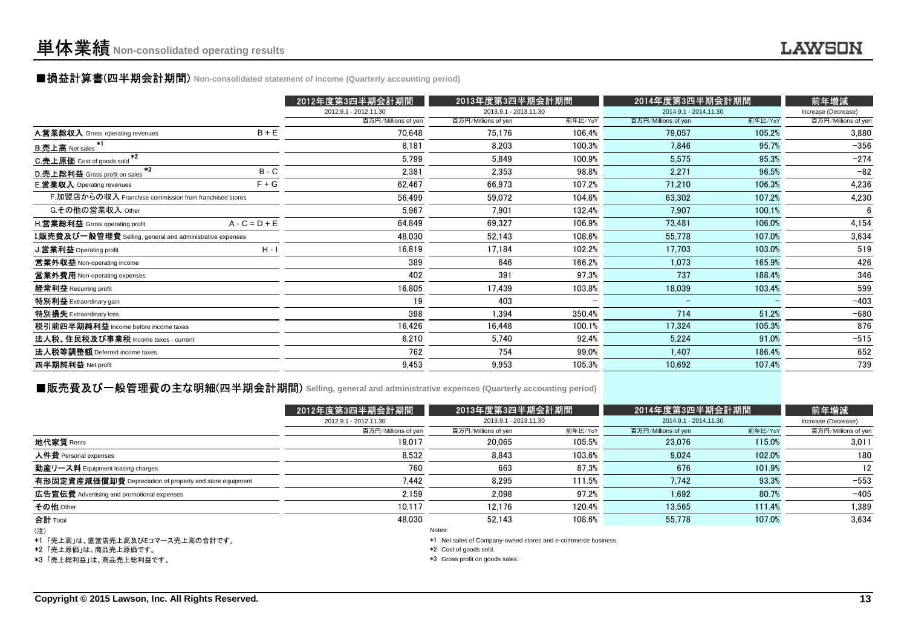# 単体業績 Non-consolidated operating results

■損益計算書(四半期会計期間) Non-consolidated statement of income (Quarterly accounting period)

| | | 2012年度第3四半期会計期間 | 2013年度第3四半期会計期間 | | 2014年度第3四半期会計期間 | | 前年増減 |
|---|---|---|---|---|---|---|---|
| | | 2012.9.1 - 2012.11.30 | 2013.9.1 - 2013.11.30 | | 2014.9.1 - 2014.11.30 | | Increase (Decrease) |
| | | 百万円/Millions of yen | 百万円/Millions of yen | 前年比/YoY | 百万円/Millions of yen | 前年比/YoY | 百万円/Millions of yen |
| A.営業総収入 Gross operating revenues | B + E | 70,648 | 75,176 | 106.4% | 79,057 | 105.2% | 3,880 |
| B.売上高 Net sales *1 | | 8,181 | 8,203 | 100.3% | 7,846 | 95.7% | −356 |
| C.売上原価 Cost of goods sold *2 | | 5,799 | 5,849 | 100.9% | 5,575 | 95.3% | −274 |
| D.売上総利益 Gross profit on sales *3 | B - C | 2,381 | 2,353 | 98.8% | 2,271 | 96.5% | −82 |
| E.営業収入 Operating revenues | F + G | 62,467 | 66,973 | 107.2% | 71,210 | 106.3% | 4,236 |
| F.加盟店からの収入 Franchise commission from franchised stores | | 56,499 | 59,072 | 104.6% | 63,302 | 107.2% | 4,230 |
| G.その他の営業収入 Other | | 5,967 | 7,901 | 132.4% | 7,907 | 100.1% | 6 |
| H.営業総利益 Gross operating profit | A - C = D + E | 64,849 | 69,327 | 106.9% | 73,481 | 106.0% | 4,154 |
| I.販売費及び一般管理費 Selling, general and administrative expenses | | 48,030 | 52,143 | 108.6% | 55,778 | 107.0% | 3,634 |
| J.営業利益 Operating profit | H - I | 16,819 | 17,184 | 102.2% | 17,703 | 103.0% | 519 |
| 営業外収益 Non-operating income | | 389 | 646 | 166.2% | 1,073 | 165.9% | 426 |
| 営業外費用 Non-operating expenses | | 402 | 391 | 97.3% | 737 | 188.4% | 346 |
| 経常利益 Recurring profit | | 16,805 | 17,439 | 103.8% | 18,039 | 103.4% | 599 |
| 特別利益 Extraordinary gain | | 19 | 403 | − | − | − | −403 |
| 特別損失 Extraordinary loss | | 398 | 1,394 | 350.4% | 714 | 51.2% | −680 |
| 税引前四半期純利益 Income before income taxes | | 16,426 | 16,448 | 100.1% | 17,324 | 105.3% | 876 |
| 法人税、住民税及び事業税 Income taxes - current | | 6,210 | 5,740 | 92.4% | 5,224 | 91.0% | −515 |
| 法人税等調整額 Deferred income taxes | | 762 | 754 | 99.0% | 1,407 | 186.4% | 652 |
| 四半期純利益 Net profit | | 9,453 | 9,953 | 105.3% | 10,692 | 107.4% | 739 |

■販売費及び一般管理費の主な明細(四半期会計期間) Selling, general and administrative expenses (Quarterly accounting period)

| | 2012年度第3四半期会計期間 | 2013年度第3四半期会計期間 | | 2014年度第3四半期会計期間 | | 前年増減 |
|---|---|---|---|---|---|---|
| | 2012.9.1 - 2012.11.30 | 2013.9.1 - 2013.11.30 | | 2014.9.1 - 2014.11.30 | | Increase (Decrease) |
| | 百万円/Millions of yen | 百万円/Millions of yen | 前年比/YoY | 百万円/Millions of yen | 前年比/YoY | 百万円/Millions of yen |
| 地代家賃 Rents | 19,017 | 20,065 | 105.5% | 23,076 | 115.0% | 3,011 |
| 人件費 Personal expenses | 8,532 | 8,843 | 103.6% | 9,024 | 102.0% | 180 |
| 動産リース料 Equipment leasing charges | 760 | 663 | 87.3% | 676 | 101.9% | 12 |
| 有形固定資産減価償却費 Depreciation of property and store equipment | 7,442 | 8,295 | 111.5% | 7,742 | 93.3% | −553 |
| 広告宣伝費 Advertising and promotional expenses | 2,159 | 2,098 | 97.2% | 1,692 | 80.7% | −405 |
| その他 Other | 10,117 | 12,176 | 120.4% | 13,565 | 111.4% | 1,389 |
| 合計 Total | 48,030 | 52,143 | 108.6% | 55,778 | 107.0% | 3,634 |

(注)

*1 「売上高」は、直営店売上高及びEコマース売上高の合計です。

*2 「売上原価」は、商品売上原価です。

*3 「売上総利益」は、商品売上総利益です。

Notes:

*1 Net sales of Company-owned stores and e-commerce business.

*2 Cost of goods sold.

*3 Gross profit on goods sales.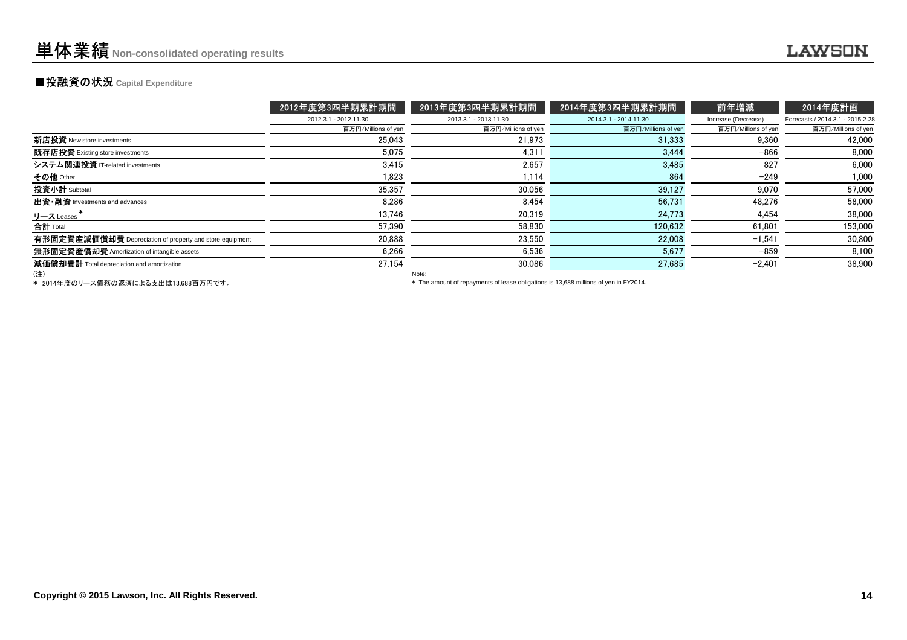# 単体業績 Non-consolidated operating results

## ■投融資の状況 Capital Expenditure

| | 2012年度第3四半期累計期間 | 2013年度第3四半期累計期間 | 2014年度第3四半期累計期間 | 前年増減 | 2014年度計画 |
|---|---|---|---|---|---|
| | 2012.3.1 - 2012.11.30 | 2013.3.1 - 2013.11.30 | 2014.3.1 - 2014.11.30 | Increase (Decrease) | Forecasts / 2014.3.1 - 2015.2.28 |
| | 百万円/Millions of yen | 百万円/Millions of yen | 百万円/Millions of yen | 百万円/Millions of yen | 百万円/Millions of yen |
| **新店投資** New store investments | 25,043 | 21,973 | 31,333 | 9,360 | 42,000 |
| **既存店投資** Existing store investments | 5,075 | 4,311 | 3,444 | -866 | 8,000 |
| **システム関連投資** IT-related investments | 3,415 | 2,657 | 3,485 | 827 | 6,000 |
| **その他** Other | 1,823 | 1,114 | 864 | -249 | 1,000 |
| **投資小計** Subtotal | 35,357 | 30,056 | 39,127 | 9,070 | 57,000 |
| **出資・融資** Investments and advances | 8,286 | 8,454 | 56,731 | 48,276 | 58,000 |
| **リース** Leases * | 13,746 | 20,319 | 24,773 | 4,454 | 38,000 |
| **合計** Total | 57,390 | 58,830 | 120,632 | 61,801 | 153,000 |
| **有形固定資産減価償却費** Depreciation of property and store equipment | 20,888 | 23,550 | 22,008 | -1,541 | 30,800 |
| **無形固定資産償却費** Amortization of intangible assets | 6,266 | 6,536 | 5,677 | -859 | 8,100 |
| **減価償却費計** Total depreciation and amortization | 27,154 | 30,086 | 27,685 | -2,401 | 38,900 |

（注）
* 2014年度のリース債務の返済による支出は13,688百万円です。

Note:
* The amount of repayments of lease obligations is 13,688 millions of yen in FY2014.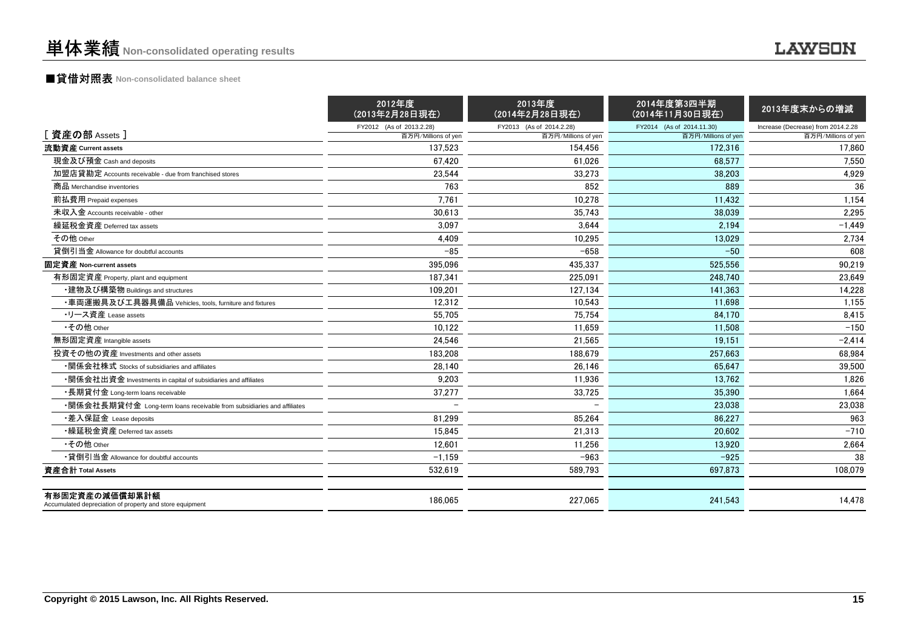# 単体業績 Non-consolidated operating results

## ■貸借対照表 Non-consolidated balance sheet

| [ 資産の部 Assets ] | 2012年度 (2013年2月28日現在) FY2012 (As of 2013.2.28) 百万円/Millions of yen | 2013年度 (2014年2月28日現在) FY2013 (As of 2014.2.28) 百万円/Millions of yen | 2014年度第3四半期 (2014年11月30日現在) FY2014 (As of 2014.11.30) 百万円/Millions of yen | 2013年度末からの増減 Increase (Decrease) from 2014.2.28 百万円/Millions of yen |
|---|---|---|---|---|
| **流動資産 Current assets** | 137,523 | 154,456 | 172,316 | 17,860 |
| 現金及び預金 Cash and deposits | 67,420 | 61,026 | 68,577 | 7,550 |
| 加盟店貸勘定 Accounts receivable - due from franchised stores | 23,544 | 33,273 | 38,203 | 4,929 |
| 商品 Merchandise inventories | 763 | 852 | 889 | 36 |
| 前払費用 Prepaid expenses | 7,761 | 10,278 | 11,432 | 1,154 |
| 未収入金 Accounts receivable - other | 30,613 | 35,743 | 38,039 | 2,295 |
| 繰延税金資産 Deferred tax assets | 3,097 | 3,644 | 2,194 | −1,449 |
| その他 Other | 4,409 | 10,295 | 13,029 | 2,734 |
| 貸倒引当金 Allowance for doubtful accounts | −85 | −658 | −50 | 608 |
| **固定資産 Non-current assets** | 395,096 | 435,337 | 525,556 | 90,219 |
| 有形固定資産 Property, plant and equipment | 187,341 | 225,091 | 248,740 | 23,649 |
| ・建物及び構築物 Buildings and structures | 109,201 | 127,134 | 141,363 | 14,228 |
| ・車両運搬具及び工具器具備品 Vehicles, tools, furniture and fixtures | 12,312 | 10,543 | 11,698 | 1,155 |
| ・リース資産 Lease assets | 55,705 | 75,754 | 84,170 | 8,415 |
| ・その他 Other | 10,122 | 11,659 | 11,508 | −150 |
| 無形固定資産 Intangible assets | 24,546 | 21,565 | 19,151 | −2,414 |
| 投資その他の資産 Investments and other assets | 183,208 | 188,679 | 257,663 | 68,984 |
| ・関係会社株式 Stocks of subsidiaries and affiliates | 28,140 | 26,146 | 65,647 | 39,500 |
| ・関係会社出資金 Investments in capital of subsidiaries and affiliates | 9,203 | 11,936 | 13,762 | 1,826 |
| ・長期貸付金 Long-term loans receivable | 37,277 | 33,725 | 35,390 | 1,664 |
| ・関係会社長期貸付金 Long-term loans receivable from subsidiaries and affiliates | − | − | 23,038 | 23,038 |
| ・差入保証金 Lease deposits | 81,299 | 85,264 | 86,227 | 963 |
| ・繰延税金資産 Deferred tax assets | 15,845 | 21,313 | 20,602 | −710 |
| ・その他 Other | 12,601 | 11,256 | 13,920 | 2,664 |
| ・貸倒引当金 Allowance for doubtful accounts | −1,159 | −963 | −925 | 38 |
| **資産合計 Total Assets** | 532,619 | 589,793 | 697,873 | 108,079 |
| **有形固定資産の減価償却累計額** Accumulated depreciation of property and store equipment | 186,065 | 227,065 | 241,543 | 14,478 |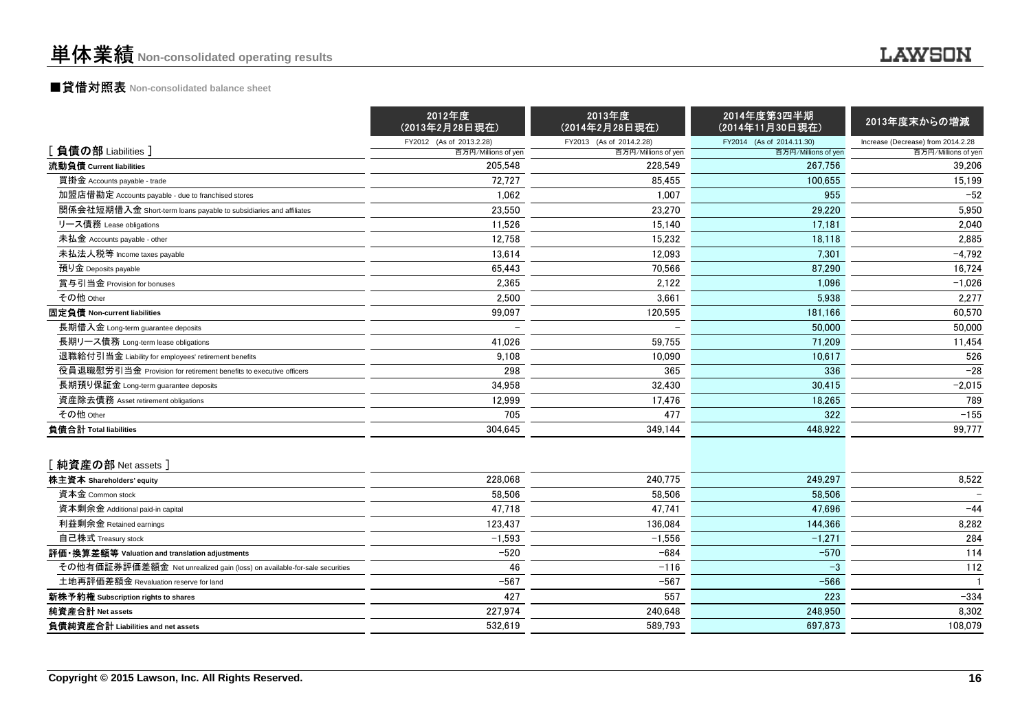# 単体業績 Non-consolidated operating results

## ■貸借対照表 Non-consolidated balance sheet

| [ 負債の部 Liabilities ] | 2012年度 (2013年2月28日現在) FY2012 (As of 2013.2.28) 百万円/Millions of yen | 2013年度 (2014年2月28日現在) FY2013 (As of 2014.2.28) 百万円/Millions of yen | 2014年度第3四半期 (2014年11月30日現在) FY2014 (As of 2014.11.30) 百万円/Millions of yen | 2013年度末からの増減 Increase (Decrease) from 2014.2.28 百万円/Millions of yen |
|---|---|---|---|---|
| **流動負債 Current liabilities** | 205,548 | 228,549 | 267,756 | 39,206 |
| 買掛金 Accounts payable - trade | 72,727 | 85,455 | 100,655 | 15,199 |
| 加盟店借勘定 Accounts payable - due to franchised stores | 1,062 | 1,007 | 955 | -52 |
| 関係会社短期借入金 Short-term loans payable to subsidiaries and affiliates | 23,550 | 23,270 | 29,220 | 5,950 |
| リース債務 Lease obligations | 11,526 | 15,140 | 17,181 | 2,040 |
| 未払金 Accounts payable - other | 12,758 | 15,232 | 18,118 | 2,885 |
| 未払法人税等 Income taxes payable | 13,614 | 12,093 | 7,301 | -4,792 |
| 預り金 Deposits payable | 65,443 | 70,566 | 87,290 | 16,724 |
| 賞与引当金 Provision for bonuses | 2,365 | 2,122 | 1,096 | -1,026 |
| その他 Other | 2,500 | 3,661 | 5,938 | 2,277 |
| **固定負債 Non-current liabilities** | 99,097 | 120,595 | 181,166 | 60,570 |
| 長期借入金 Long-term guarantee deposits | - | - | 50,000 | 50,000 |
| 長期リース債務 Long-term lease obligations | 41,026 | 59,755 | 71,209 | 11,454 |
| 退職給付引当金 Liability for employees' retirement benefits | 9,108 | 10,090 | 10,617 | 526 |
| 役員退職慰労引当金 Provision for retirement benefits to executive officers | 298 | 365 | 336 | -28 |
| 長期預り保証金 Long-term guarantee deposits | 34,958 | 32,430 | 30,415 | -2,015 |
| 資産除去債務 Asset retirement obligations | 12,999 | 17,476 | 18,265 | 789 |
| その他 Other | 705 | 477 | 322 | -155 |
| **負債合計 Total liabilities** | 304,645 | 349,144 | 448,922 | 99,777 |
| **[ 純資産の部 Net assets ]** | | | | |
| **株主資本 Shareholders' equity** | 228,068 | 240,775 | 249,297 | 8,522 |
| 資本金 Common stock | 58,506 | 58,506 | 58,506 | - |
| 資本剰余金 Additional paid-in capital | 47,718 | 47,741 | 47,696 | -44 |
| 利益剰余金 Retained earnings | 123,437 | 136,084 | 144,366 | 8,282 |
| 自己株式 Treasury stock | -1,593 | -1,556 | -1,271 | 284 |
| **評価・換算差額等 Valuation and translation adjustments** | -520 | -684 | -570 | 114 |
| その他有価証券評価差額金 Net unrealized gain (loss) on available-for-sale securities | 46 | -116 | -3 | 112 |
| 土地再評価差額金 Revaluation reserve for land | -567 | -567 | -566 | 1 |
| **新株予約権 Subscription rights to shares** | 427 | 557 | 223 | -334 |
| **純資産合計 Net assets** | 227,974 | 240,648 | 248,950 | 8,302 |
| **負債純資産合計 Liabilities and net assets** | 532,619 | 589,793 | 697,873 | 108,079 |

Copyright © 2015 Lawson, Inc. All Rights Reserved.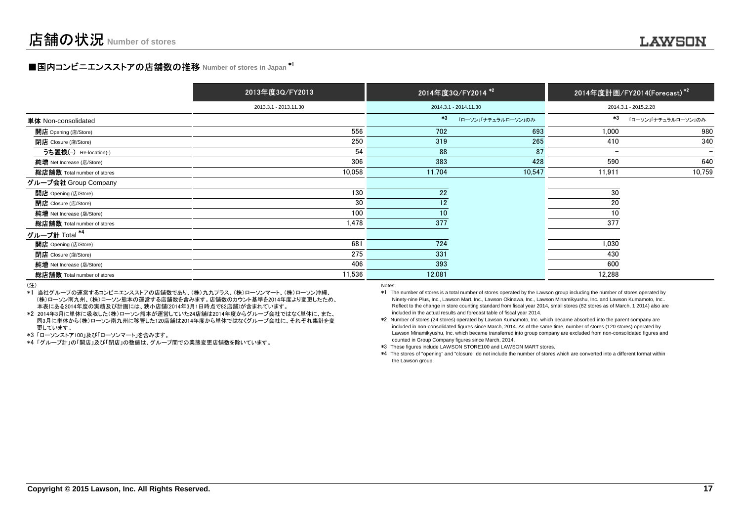# 店舗の状況 Number of stores

## ■国内コンビニエンスストアの店舗数の推移 Number of stores in Japan *1

| | 2013年度3Q/FY2013 | 2014年度3Q/FY2014 *2 | | 2014年度計画/FY2014(Forecast) *2 | |
|---|---|---|---|---|---|
| | 2013.3.1 - 2013.11.30 | 2014.3.1 - 2014.11.30 | | 2014.3.1 - 2015.2.28 | |
| 単体 Non-consolidated | | *3 | 「ローソン」「ナチュラルローソン」のみ | *3 | 「ローソン」「ナチュラルローソン」のみ |
| 開店 Opening (店/Store) | 556 | 702 | 693 | 1,000 | 980 |
| 閉店 Closure (店/Store) | 250 | 319 | 265 | 410 | 340 |
| うち置換(−) Re-location(-) | 54 | 88 | 87 | − | − |
| 純増 Net Increase (店/Store) | 306 | 383 | 428 | 590 | 640 |
| 総店舗数 Total number of stores | 10,058 | 11,704 | 10,547 | 11,911 | 10,759 |
| グループ会社 Group Company | | | | | |
| 開店 Opening (店/Store) | 130 | 22 | | 30 | |
| 閉店 Closure (店/Store) | 30 | 12 | | 20 | |
| 純増 Net Increase (店/Store) | 100 | 10 | | 10 | |
| 総店舗数 Total number of stores | 1,478 | 377 | | 377 | |
| グループ計 Total *4 | | | | | |
| 開店 Opening (店/Store) | 681 | 724 | | 1,030 | |
| 閉店 Closure (店/Store) | 275 | 331 | | 430 | |
| 純増 Net Increase (店/Store) | 406 | 393 | | 600 | |
| 総店舗数 Total number of stores | 11,536 | 12,081 | | 12,288 | |

(注)

*1 当社グループの運営するコンビニエンスストアの店舗数であり、(株)九九プラス、(株)ローソンマート、(株)ローソン沖縄、(株)ローソン南九州、(株)ローソン熊本の運営する店舗数を含みます。店舗数のカウント基準を2014年度より変更したため、本表にある2014年度の実績及び計画には、狭小店舗(2014年3月1日時点で82店舗)が含まれています。

*2 2014年3月に単体に吸収した(株)ローソン熊本が運営していた24店舗は2014年度からグループ会社ではなく単体に、また、同3月に単体から(株)ローソン南九州に移管した120店舗は2014年度から単体ではなくグループ会社に、それぞれ集計を変更しています。

*3 「ローソンストア100」及び「ローソンマート」を含みます。

*4 「グループ計」の「開店」及び「閉店」の数値は、グループ間での業態変更店舗数を除いています。

Notes:

*1 The number of stores is a total number of stores operated by the Lawson group including the number of stores operated by Ninety-nine Plus, Inc., Lawson Mart, Inc., Lawson Okinawa, Inc., Lawson Minamikyushu, Inc. and Lawson Kumamoto, Inc.. Reflect to the change in store counting standard from fiscal year 2014, small stores (82 stores as of March, 1 2014) also are included in the actual results and forecast table of fiscal year 2014.

*2 Number of stores (24 stores) operated by Lawson Kumamoto, Inc. which became absorbed into the parent company are included in non-consolidated figures since March, 2014. As of the same time, number of stores (120 stores) operated by Lawson Minamikyushu, Inc. which became transferred into group company are excluded from non-consolidated figures and counted in Group Company figures since March, 2014.

*3 These figures include LAWSON STORE100 and LAWSON MART stores.

*4 The stores of "opening" and "closure" do not include the number of stores which are converted into a different format within the Lawson group.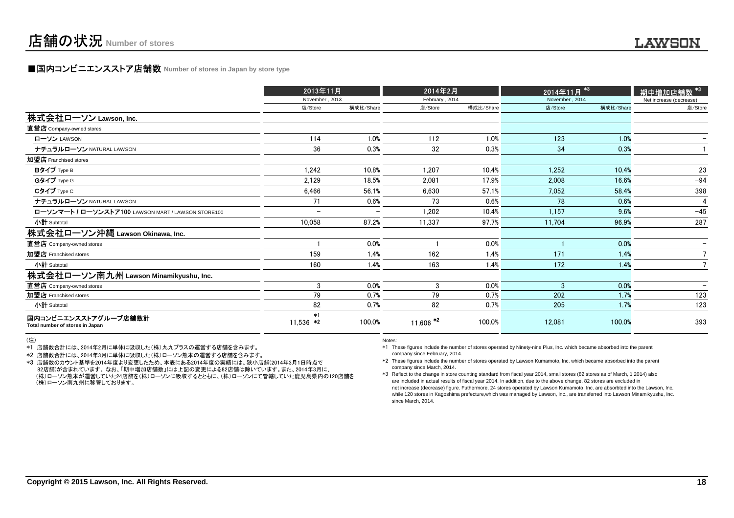# 店舗の状況 Number of stores

## ■国内コンビニエンスストア店舗数 Number of stores in Japan by store type

| | 2013年11月 November, 2013 | | 2014年2月 February, 2014 | | 2014年11月 *3 November, 2014 | | 期中増加店舗数 *3 Net increase (decrease) |
|---|---|---|---|---|---|---|---|
| | 店/Store | 構成比/Share | 店/Store | 構成比/Share | 店/Store | 構成比/Share | 店/Store |
| **株式会社ローソン Lawson, Inc.** | | | | | | | |
| **直営店** Company-owned stores | | | | | | | |
| **ローソン** LAWSON | 114 | 1.0% | 112 | 1.0% | 123 | 1.0% | − |
| **ナチュラルローソン** NATURAL LAWSON | 36 | 0.3% | 32 | 0.3% | 34 | 0.3% | 1 |
| **加盟店** Franchised stores | | | | | | | |
| **Bタイプ** Type B | 1,242 | 10.8% | 1,207 | 10.4% | 1,252 | 10.4% | 23 |
| **Gタイプ** Type G | 2,129 | 18.5% | 2,081 | 17.9% | 2,008 | 16.6% | −94 |
| **Cタイプ** Type C | 6,466 | 56.1% | 6,630 | 57.1% | 7,052 | 58.4% | 398 |
| **ナチュラルローソン** NATURAL LAWSON | 71 | 0.6% | 73 | 0.6% | 78 | 0.6% | 4 |
| **ローソンマート / ローソンストア100** LAWSON MART / LAWSON STORE100 | − | − | 1,202 | 10.4% | 1,157 | 9.6% | −45 |
| **小計** Subtotal | 10,058 | 87.2% | 11,337 | 97.7% | 11,704 | 96.9% | 287 |
| **株式会社ローソン沖縄 Lawson Okinawa, Inc.** | | | | | | | |
| **直営店** Company-owned stores | 1 | 0.0% | 1 | 0.0% | 1 | 0.0% | − |
| **加盟店** Franchised stores | 159 | 1.4% | 162 | 1.4% | 171 | 1.4% | 7 |
| **小計** Subtotal | 160 | 1.4% | 163 | 1.4% | 172 | 1.4% | 7 |
| **株式会社ローソン南九州 Lawson Minamikyushu, Inc.** | | | | | | | |
| **直営店** Company-owned stores | 3 | 0.0% | 3 | 0.0% | 3 | 0.0% | − |
| **加盟店** Franchised stores | 79 | 0.7% | 79 | 0.7% | 202 | 1.7% | 123 |
| **小計** Subtotal | 82 | 0.7% | 82 | 0.7% | 205 | 1.7% | 123 |
| **国内コンビニエンスストアグループ店舗数計** Total number of stores in Japan | 11,536 *1 *2 | 100.0% | 11,606 *2 | 100.0% | 12,081 | 100.0% | 393 |

（注）

*1 店舗数合計には、2014年2月に単体に吸収した（株）九九プラスの運営する店舗を含みます。

*2 店舗数合計には、2014年3月に単体に吸収した（株）ローソン熊本の運営する店舗を含みます。

*3 店舗数のカウント基準を2014年度より変更したため、本表にある2014年度の実績には、狭小店舗(2014年3月1日時点で82店舗)が含まれています。なお、「期中増加店舗数」には上記の変更による82店舗は除いています。また、2014年3月に、（株）ローソン熊本が運営していた24店舗を（株）ローソンに吸収するとともに、（株）ローソンにて管轄していた鹿児島県内の120店舗を（株）ローソン南九州に移管しております。

Notes:

*1 These figures include the number of stores operated by Ninety-nine Plus, Inc. which became absorbed into the parent company since February, 2014.

*2 These figures include the number of stores operated by Lawson Kumamoto, Inc. which became absorbed into the parent company since March, 2014.

*3 Reflect to the change in store counting standard from fiscal year 2014, small stores (82 stores as of March, 1 2014) also are included in actual results of fiscal year 2014. In addition, due to the above change, 82 stores are excluded in net increase (decrease) figure. Futhermore, 24 stores operated by Lawson Kumamoto, Inc. are absorbted into the Lawson, Inc. while 120 stores in Kagoshima prefecture,which was managed by Lawson, Inc., are transferred into Lawson Minamikyushu, Inc. since March, 2014.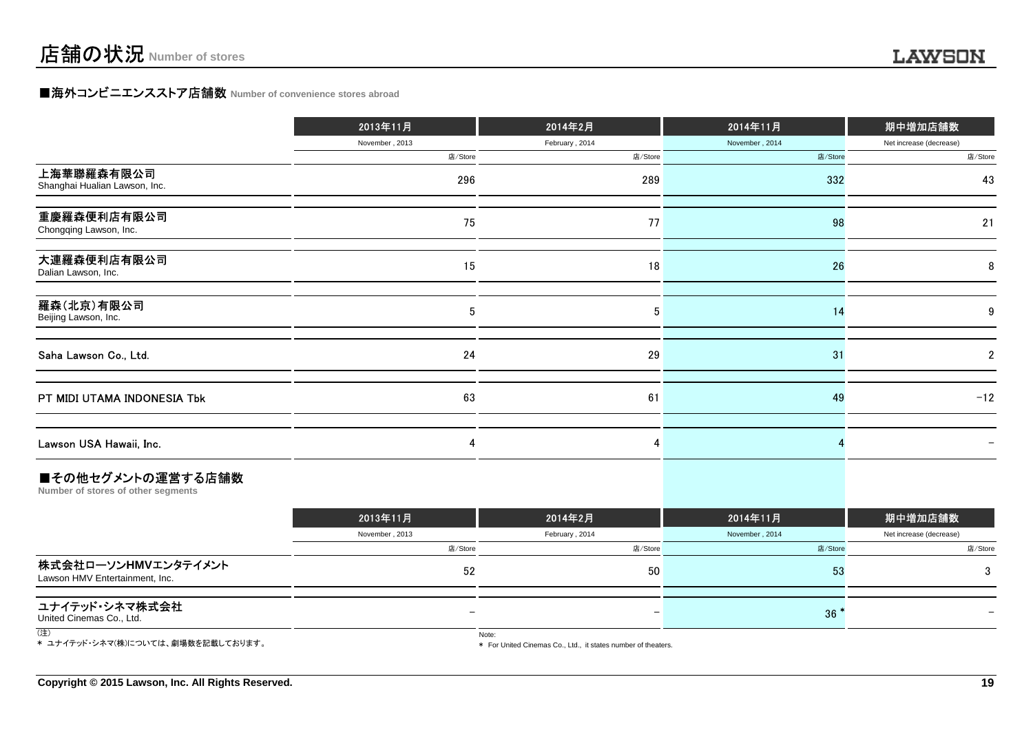# 店舗の状況 Number of stores

## ■海外コンビニエンスストア店舗数 Number of convenience stores abroad

| | 2013年11月 November , 2013 | 2014年2月 February , 2014 | 2014年11月 November , 2014 | 期中増加店舗数 Net increase (decrease) |
|---|---|---|---|---|
| | 店/Store | 店/Store | 店/Store | 店/Store |
| 上海華聯羅森有限公司 Shanghai Hualian Lawson, Inc. | 296 | 289 | 332 | 43 |
| 重慶羅森便利店有限公司 Chongqing Lawson, Inc. | 75 | 77 | 98 | 21 |
| 大連羅森便利店有限公司 Dalian Lawson, Inc. | 15 | 18 | 26 | 8 |
| 羅森(北京)有限公司 Beijing Lawson, Inc. | 5 | 5 | 14 | 9 |
| Saha Lawson Co., Ltd. | 24 | 29 | 31 | 2 |
| PT MIDI UTAMA INDONESIA Tbk | 63 | 61 | 49 | -12 |
| Lawson USA Hawaii, Inc. | 4 | 4 | 4 | − |

## ■その他セグメントの運営する店舗数 Number of stores of other segments

| | 2013年11月 November , 2013 | 2014年2月 February , 2014 | 2014年11月 November , 2014 | 期中増加店舗数 Net increase (decrease) |
|---|---|---|---|---|
| | 店/Store | 店/Store | 店/Store | 店/Store |
| 株式会社ローソンHMVエンタテイメント Lawson HMV Entertainment, Inc. | 52 | 50 | 53 | 3 |
| ユナイテッド・シネマ株式会社 United Cinemas Co., Ltd. | − | − | 36 * | − |

(注)
* ユナイテッド・シネマ(株)については、劇場数を記載しております。

Note:
* For United Cinemas Co., Ltd., it states number of theaters.

Copyright © 2015 Lawson, Inc. All Rights Reserved.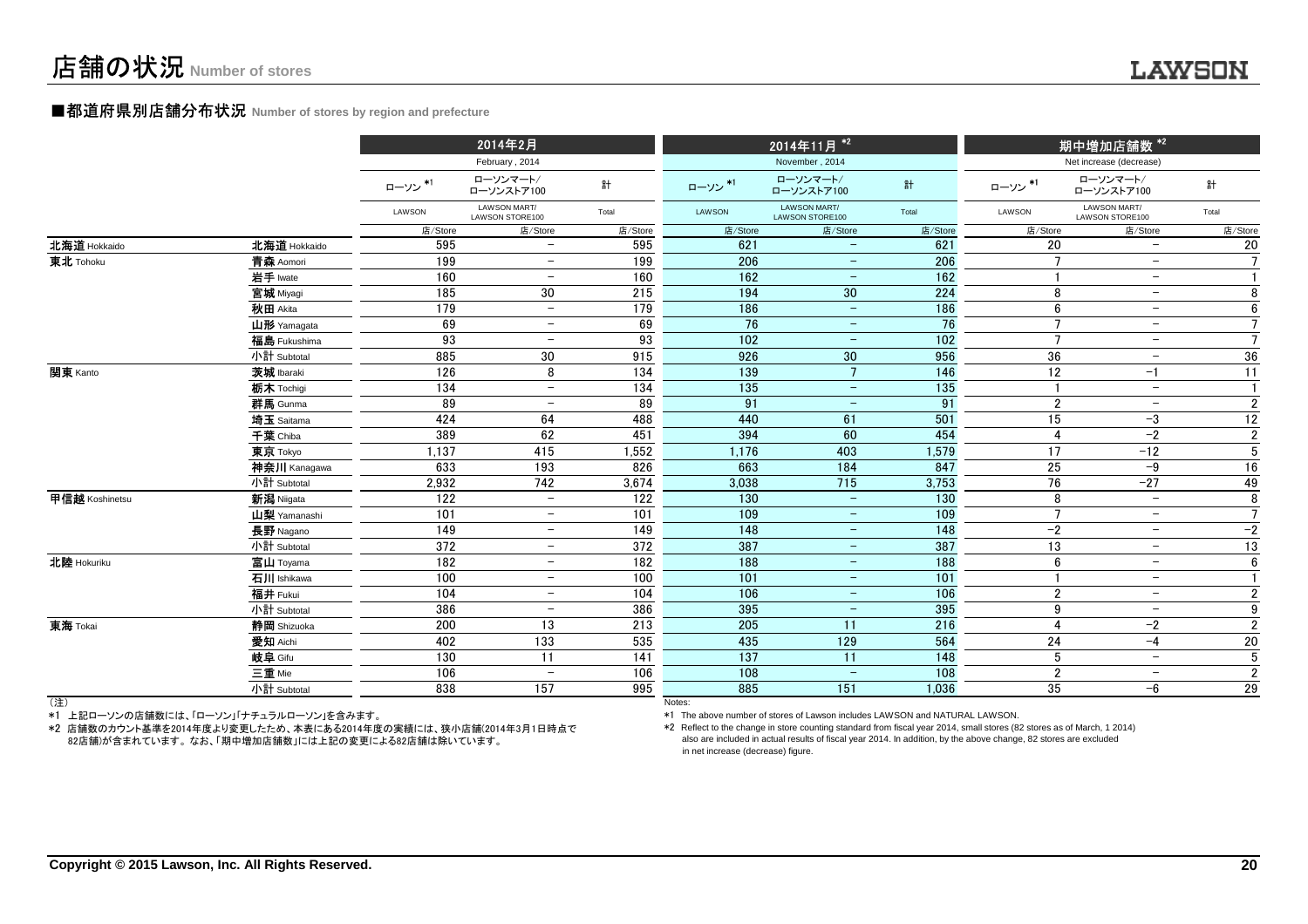# 店舗の状況 Number of stores

## ■都道府県別店舗分布状況 Number of stores by region and prefecture

| | | 2014年2月 February , 2014 | | | 2014年11月 *2 November , 2014 | | | 期中増加店舗数 *2 Net increase (decrease) | | |
|---|---|---|---|---|---|---|---|---|---|---|
| | | ローソン *1 LAWSON | ローソンマート/ローソンストア100 LAWSON MART/ LAWSON STORE100 | 計 Total | ローソン *1 LAWSON | ローソンマート/ローソンストア100 LAWSON MART/ LAWSON STORE100 | 計 Total | ローソン *1 LAWSON | ローソンマート/ローソンストア100 LAWSON MART/ LAWSON STORE100 | 計 Total |
| | | 店/Store | 店/Store | 店/Store | 店/Store | 店/Store | 店/Store | 店/Store | 店/Store | 店/Store |
| 北海道 Hokkaido | 北海道 Hokkaido | 595 | − | 595 | 621 | − | 621 | 20 | − | 20 |
| 東北 Tohoku | 青森 Aomori | 199 | − | 199 | 206 | − | 206 | 7 | − | 7 |
| | 岩手 Iwate | 160 | − | 160 | 162 | − | 162 | 1 | − | 1 |
| | 宮城 Miyagi | 185 | 30 | 215 | 194 | 30 | 224 | 8 | − | 8 |
| | 秋田 Akita | 179 | − | 179 | 186 | − | 186 | 6 | − | 6 |
| | 山形 Yamagata | 69 | − | 69 | 76 | − | 76 | 7 | − | 7 |
| | 福島 Fukushima | 93 | − | 93 | 102 | − | 102 | 7 | − | 7 |
| | 小計 Subtotal | 885 | 30 | 915 | 926 | 30 | 956 | 36 | − | 36 |
| 関東 Kanto | 茨城 Ibaraki | 126 | 8 | 134 | 139 | 7 | 146 | 12 | −1 | 11 |
| | 栃木 Tochigi | 134 | − | 134 | 135 | − | 135 | 1 | − | 1 |
| | 群馬 Gunma | 89 | − | 89 | 91 | − | 91 | 2 | − | 2 |
| | 埼玉 Saitama | 424 | 64 | 488 | 440 | 61 | 501 | 15 | −3 | 12 |
| | 千葉 Chiba | 389 | 62 | 451 | 394 | 60 | 454 | 4 | −2 | 2 |
| | 東京 Tokyo | 1,137 | 415 | 1,552 | 1,176 | 403 | 1,579 | 17 | −12 | 5 |
| | 神奈川 Kanagawa | 633 | 193 | 826 | 663 | 184 | 847 | 25 | −9 | 16 |
| | 小計 Subtotal | 2,932 | 742 | 3,674 | 3,038 | 715 | 3,753 | 76 | −27 | 49 |
| 甲信越 Koshinetsu | 新潟 Niigata | 122 | − | 122 | 130 | − | 130 | 8 | − | 8 |
| | 山梨 Yamanashi | 101 | − | 101 | 109 | − | 109 | 7 | − | 7 |
| | 長野 Nagano | 149 | − | 149 | 148 | − | 148 | −2 | − | −2 |
| | 小計 Subtotal | 372 | − | 372 | 387 | − | 387 | 13 | − | 13 |
| 北陸 Hokuriku | 富山 Toyama | 182 | − | 182 | 188 | − | 188 | 6 | − | 6 |
| | 石川 Ishikawa | 100 | − | 100 | 101 | − | 101 | 1 | − | 1 |
| | 福井 Fukui | 104 | − | 104 | 106 | − | 106 | 2 | − | 2 |
| | 小計 Subtotal | 386 | − | 386 | 395 | − | 395 | 9 | − | 9 |
| 東海 Tokai | 静岡 Shizuoka | 200 | 13 | 213 | 205 | 11 | 216 | 4 | −2 | 2 |
| | 愛知 Aichi | 402 | 133 | 535 | 435 | 129 | 564 | 24 | −4 | 20 |
| | 岐阜 Gifu | 130 | 11 | 141 | 137 | 11 | 148 | 5 | − | 5 |
| | 三重 Mie | 106 | − | 106 | 108 | − | 108 | 2 | − | 2 |
| | 小計 Subtotal | 838 | 157 | 995 | 885 | 151 | 1,036 | 35 | −6 | 29 |

（注）

*1 上記ローソンの店舗数には、「ローソン」「ナチュラルローソン」を含みます。

*2 店舗数のカウント基準を2014年度より変更したため、本表にある2014年度の実績には、狭小店舗(2014年3月1日時点で82店舗)が含まれています。なお、「期中増加店舗数」には上記の変更による82店舗は除いています。

Notes:

*1 The above number of stores of Lawson includes LAWSON and NATURAL LAWSON.

*2 Reflect to the change in store counting standard from fiscal year 2014, small stores (82 stores as of March, 1 2014) also are included in actual results of fiscal year 2014. In addition, by the above change, 82 stores are excluded in net increase (decrease) figure.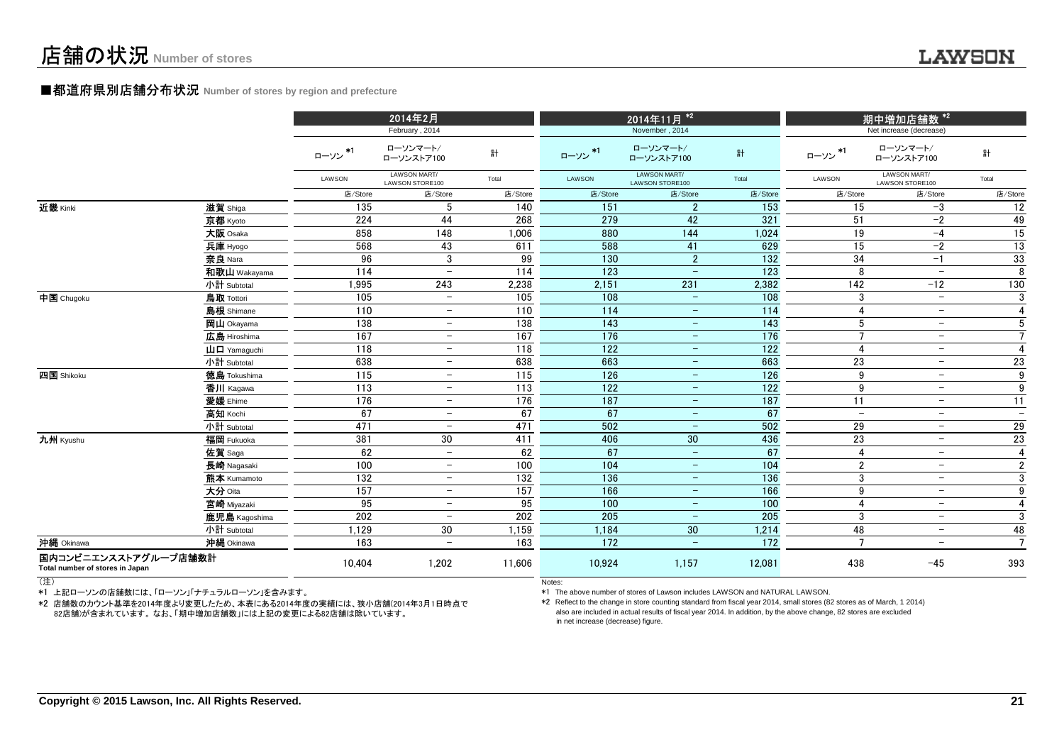# 店舗の状況 Number of stores

## ■都道府県別店舗分布状況 Number of stores by region and prefecture

| | | 2014年2月 February , 2014 | | | 2014年11月 *2 November , 2014 | | | 期中増加店舗数 *2 Net increase (decrease) | | |
|---|---|---|---|---|---|---|---|---|---|---|
| | | ローソン *1 LAWSON | ローソンマート/ローソンストア100 LAWSON MART/ LAWSON STORE100 | 計 Total | ローソン *1 LAWSON | ローソンマート/ローソンストア100 LAWSON MART/ LAWSON STORE100 | 計 Total | ローソン *1 LAWSON | ローソンマート/ローソンストア100 LAWSON MART/ LAWSON STORE100 | 計 Total |
| | | 店/Store | 店/Store | 店/Store | 店/Store | 店/Store | 店/Store | 店/Store | 店/Store | 店/Store |
| 近畿 Kinki | 滋賀 Shiga | 135 | 5 | 140 | 151 | 2 | 153 | 15 | −3 | 12 |
| | 京都 Kyoto | 224 | 44 | 268 | 279 | 42 | 321 | 51 | −2 | 49 |
| | 大阪 Osaka | 858 | 148 | 1,006 | 880 | 144 | 1,024 | 19 | −4 | 15 |
| | 兵庫 Hyogo | 568 | 43 | 611 | 588 | 41 | 629 | 15 | −2 | 13 |
| | 奈良 Nara | 96 | 3 | 99 | 130 | 2 | 132 | 34 | −1 | 33 |
| | 和歌山 Wakayama | 114 | − | 114 | 123 | − | 123 | 8 | − | 8 |
| | 小計 Subtotal | 1,995 | 243 | 2,238 | 2,151 | 231 | 2,382 | 142 | −12 | 130 |
| 中国 Chugoku | 鳥取 Tottori | 105 | − | 105 | 108 | − | 108 | 3 | − | 3 |
| | 島根 Shimane | 110 | − | 110 | 114 | − | 114 | 4 | − | 4 |
| | 岡山 Okayama | 138 | − | 138 | 143 | − | 143 | 5 | − | 5 |
| | 広島 Hiroshima | 167 | − | 167 | 176 | − | 176 | 7 | − | 7 |
| | 山口 Yamaguchi | 118 | − | 118 | 122 | − | 122 | 4 | − | 4 |
| | 小計 Subtotal | 638 | − | 638 | 663 | − | 663 | 23 | − | 23 |
| 四国 Shikoku | 徳島 Tokushima | 115 | − | 115 | 126 | − | 126 | 9 | − | 9 |
| | 香川 Kagawa | 113 | − | 113 | 122 | − | 122 | 9 | − | 9 |
| | 愛媛 Ehime | 176 | − | 176 | 187 | − | 187 | 11 | − | 11 |
| | 高知 Kochi | 67 | − | 67 | 67 | − | 67 | − | − | − |
| | 小計 Subtotal | 471 | − | 471 | 502 | − | 502 | 29 | − | 29 |
| 九州 Kyushu | 福岡 Fukuoka | 381 | 30 | 411 | 406 | 30 | 436 | 23 | − | 23 |
| | 佐賀 Saga | 62 | − | 62 | 67 | − | 67 | 4 | − | 4 |
| | 長崎 Nagasaki | 100 | − | 100 | 104 | − | 104 | 2 | − | 2 |
| | 熊本 Kumamoto | 132 | − | 132 | 136 | − | 136 | 3 | − | 3 |
| | 大分 Oita | 157 | − | 157 | 166 | − | 166 | 9 | − | 9 |
| | 宮崎 Miyazaki | 95 | − | 95 | 100 | − | 100 | 4 | − | 4 |
| | 鹿児島 Kagoshima | 202 | − | 202 | 205 | − | 205 | 3 | − | 3 |
| | 小計 Subtotal | 1,129 | 30 | 1,159 | 1,184 | 30 | 1,214 | 48 | − | 48 |
| 沖縄 Okinawa | 沖縄 Okinawa | 163 | − | 163 | 172 | − | 172 | 7 | − | 7 |
| 国内コンビニエンスストアグループ店舗数計 Total number of stores in Japan | | 10,404 | 1,202 | 11,606 | 10,924 | 1,157 | 12,081 | 438 | −45 | 393 |

（注）

*1 上記ローソンの店舗数には、「ローソン」「ナチュラルローソン」を含みます。

*2 店舗数のカウント基準を2014年度より変更したため、本表にある2014年度の実績には、狭小店舗(2014年3月1日時点で82店舗)が含まれています。なお、「期中増加店舗数」には上記の変更による82店舗は除いています。

Notes:

*1 The above number of stores of Lawson includes LAWSON and NATURAL LAWSON.

*2 Reflect to the change in store counting standard from fiscal year 2014, small stores (82 stores as of March, 1 2014) also are included in actual results of fiscal year 2014. In addition, by the above change, 82 stores are excluded in net increase (decrease) figure.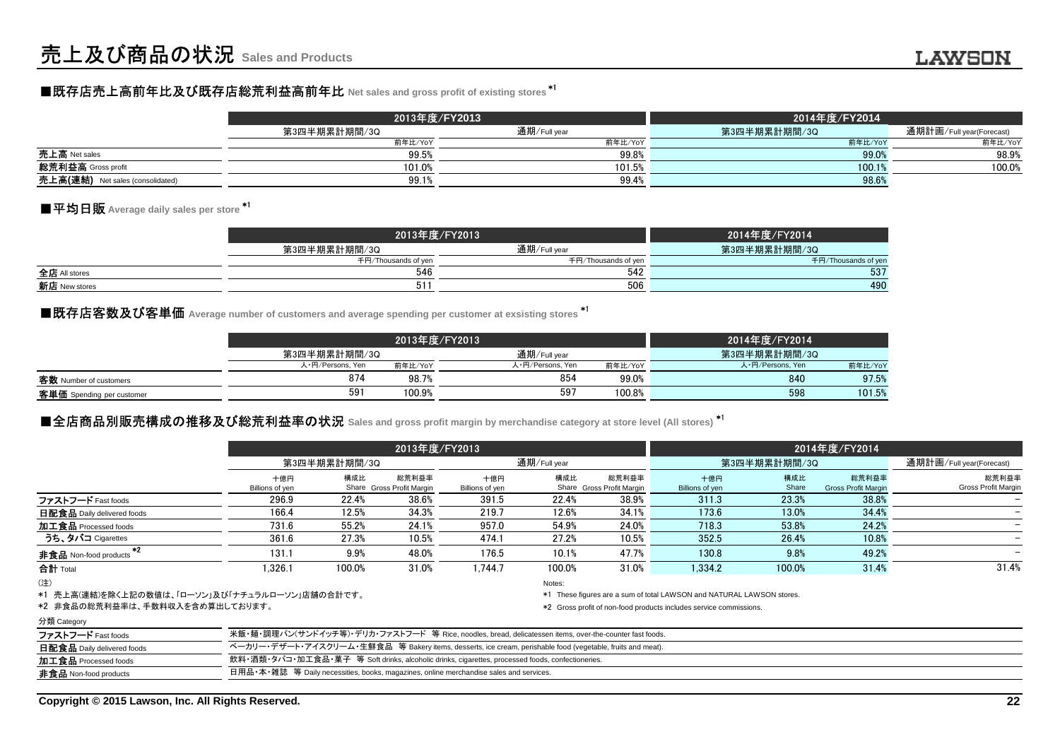# 売上及び商品の状況 Sales and Products

## ■既存店売上高前年比及び既存店総荒利益高前年比 Net sales and gross profit of existing stores*1

| | 2013年度/FY2013 | | 2014年度/FY2014 | |
|---|---|---|---|---|
| | 第3四半期累計期間/3Q | 通期/Full year | 第3四半期累計期間/3Q | 通期計画/Full year(Forecast) |
| | 前年比/YoY | 前年比/YoY | 前年比/YoY | 前年比/YoY |
| 売上高 Net sales | 99.5% | 99.8% | 99.0% | 98.9% |
| 総荒利益高 Gross profit | 101.0% | 101.5% | 100.1% | 100.0% |
| 売上高(連結) Net sales (consolidated) | 99.1% | 99.4% | 98.6% | |

## ■平均日販 Average daily sales per store*1

| | 2013年度/FY2013 | | 2014年度/FY2014 |
|---|---|---|---|
| | 第3四半期累計期間/3Q | 通期/Full year | 第3四半期累計期間/3Q |
| | 千円/Thousands of yen | 千円/Thousands of yen | 千円/Thousands of yen |
| 全店 All stores | 546 | 542 | 537 |
| 新店 New stores | 511 | 506 | 490 |

## ■既存店客数及び客単価 Average number of customers and average spending per customer at exsisting stores*1

| | 2013年度/FY2013 | | | | 2014年度/FY2014 | |
|---|---|---|---|---|---|---|
| | 第3四半期累計期間/3Q | | 通期/Full year | | 第3四半期累計期間/3Q | |
| | 人・円/Persons, Yen | 前年比/YoY | 人・円/Persons, Yen | 前年比/YoY | 人・円/Persons, Yen | 前年比/YoY |
| 客数 Number of customers | 874 | 98.7% | 854 | 99.0% | 840 | 97.5% |
| 客単価 Spending per customer | 591 | 100.9% | 597 | 100.8% | 598 | 101.5% |

## ■全店商品別販売構成の推移及び総荒利益率の状況 Sales and gross profit margin by merchandise category at store level (All stores)*1

| | 2013年度/FY2013 | | | | | | 2014年度/FY2014 | | | |
|---|---|---|---|---|---|---|---|---|---|---|
| | 第3四半期累計期間/3Q | | | 通期/Full year | | | 第3四半期累計期間/3Q | | | 通期計画/Full year(Forecast) |
| | 十億円 Billions of yen | 構成比 Share | 総荒利益率 Gross Profit Margin | 十億円 Billions of yen | 構成比 Share | 総荒利益率 Gross Profit Margin | 十億円 Billions of yen | 構成比 Share | 総荒利益率 Gross Profit Margin | 総荒利益率 Gross Profit Margin |
| ファストフード Fast foods | 296.9 | 22.4% | 38.6% | 391.5 | 22.4% | 38.9% | 311.3 | 23.3% | 38.8% | – |
| 日配食品 Daily delivered foods | 166.4 | 12.5% | 34.3% | 219.7 | 12.6% | 34.1% | 173.6 | 13.0% | 34.4% | – |
| 加工食品 Processed foods | 731.6 | 55.2% | 24.1% | 957.0 | 54.9% | 24.0% | 718.3 | 53.8% | 24.2% | – |
| うち、タバコ Cigarettes | 361.6 | 27.3% | 10.5% | 474.1 | 27.2% | 10.5% | 352.5 | 26.4% | 10.8% | – |
| 非食品 Non-food products*2 | 131.1 | 9.9% | 48.0% | 176.5 | 10.1% | 47.7% | 130.8 | 9.8% | 49.2% | – |
| 合計 Total | 1,326.1 | 100.0% | 31.0% | 1,744.7 | 100.0% | 31.0% | 1,334.2 | 100.0% | 31.4% | 31.4% |

(注)
*1 売上高(連結)を除く上記の数値は、「ローソン」及び「ナチュラルローソン」店舗の合計です。
*2 非食品の総荒利益率は、手数料収入を含め算出しております。

Notes:
*1 These figures are a sum of total LAWSON and NATURAL LAWSON stores.
*2 Gross profit of non-food products includes service commissions.

| 分類 Category | |
|---|---|
| ファストフード Fast foods | 米飯・麺・調理パン(サンドイッチ等)・デリカ・ファストフード 等 Rice, noodles, bread, delicatessen items, over-the-counter fast foods. |
| 日配食品 Daily delivered foods | ベーカリー・デザート・アイスクリーム・生鮮食品 等 Bakery items, desserts, ice cream, perishable food (vegetable, fruits and meat). |
| 加工食品 Processed foods | 飲料・酒類・タバコ・加工食品・菓子 等 Soft drinks, alcoholic drinks, cigarettes, processed foods, confectioneries. |
| 非食品 Non-food products | 日用品・本・雑誌 等 Daily necessities, books, magazines, online merchandise sales and services. |

Copyright © 2015 Lawson, Inc. All Rights Reserved.